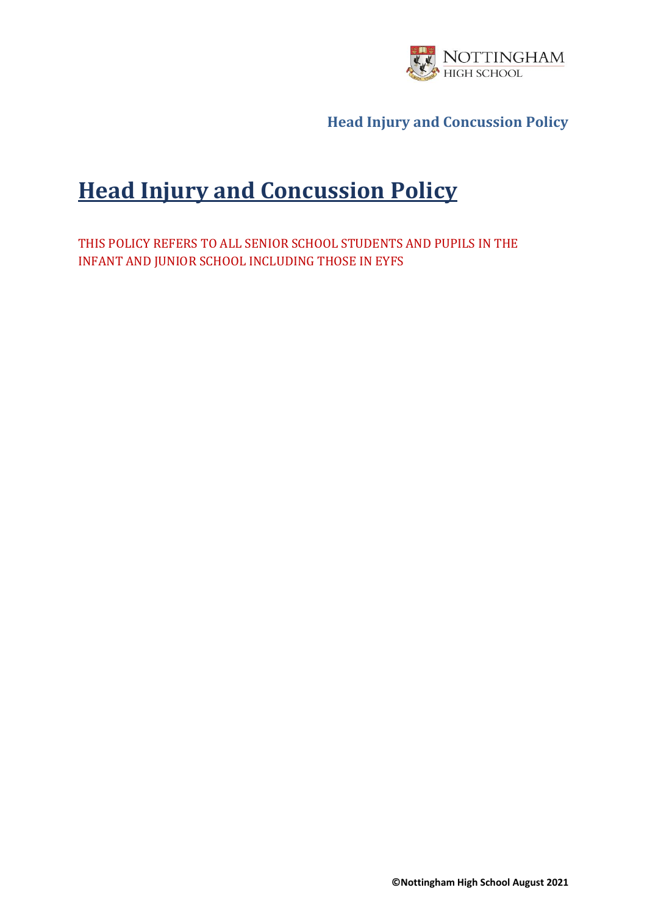# Head Injury and Concussion Policy

THIS POLICY REFERS TO ALL SENIOR SCHOOL STUDENTS AND PUPILS IN THE INFANT AND JUNIOR SCHOOL INCLUDING THOSE IN EYFS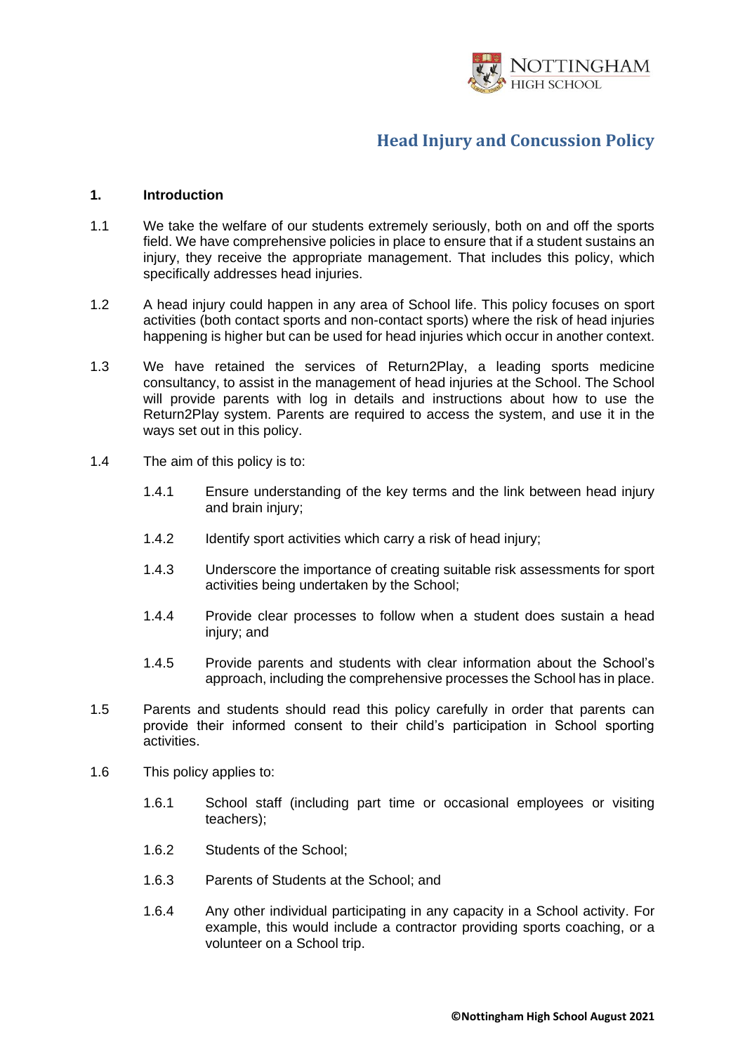# Head Injury and Concussion Policy

## 1. Introduction

1.1 We take the welfare of our students extremely seriously, both on and off the sports field. We have comprehensive policies in place to ensure that if a student sustains an injury, they receive the appropriate management. That includes this policy, which specifically addresses head injuries.

1.2 A head injury could happen in any area of School life. This policy focuses on sport activities (both contact sports and non-contact sports) where the risk of head injuries happening is higher but can be used for head injuries which occur in another context.

1.3 We have retained the services of Return2Play, a leading sports medicine consultancy, to assist in the management of head injuries at the School. The School will provide parents with log in details and instructions about how to use the Return2Play system. Parents are required to access the system, and use it in the ways set out in this policy.

1.4 The aim of this policy is to:

1.4.1 Ensure understanding of the key terms and the link between head injury and brain injury;

1.4.2 Identify sport activities which carry a risk of head injury;

1.4.3 Underscore the importance of creating suitable risk assessments for sport activities being undertaken by the School;

1.4.4 Provide clear processes to follow when a student does sustain a head injury; and

1.4.5 Provide parents and students with clear information about the School's approach, including the comprehensive processes the School has in place.

1.5 Parents and students should read this policy carefully in order that parents can provide their informed consent to their child's participation in School sporting activities.

1.6 This policy applies to:

1.6.1 School staff (including part time or occasional employees or visiting teachers);

1.6.2 Students of the School;

1.6.3 Parents of Students at the School; and

1.6.4 Any other individual participating in any capacity in a School activity. For example, this would include a contractor providing sports coaching, or a volunteer on a School trip.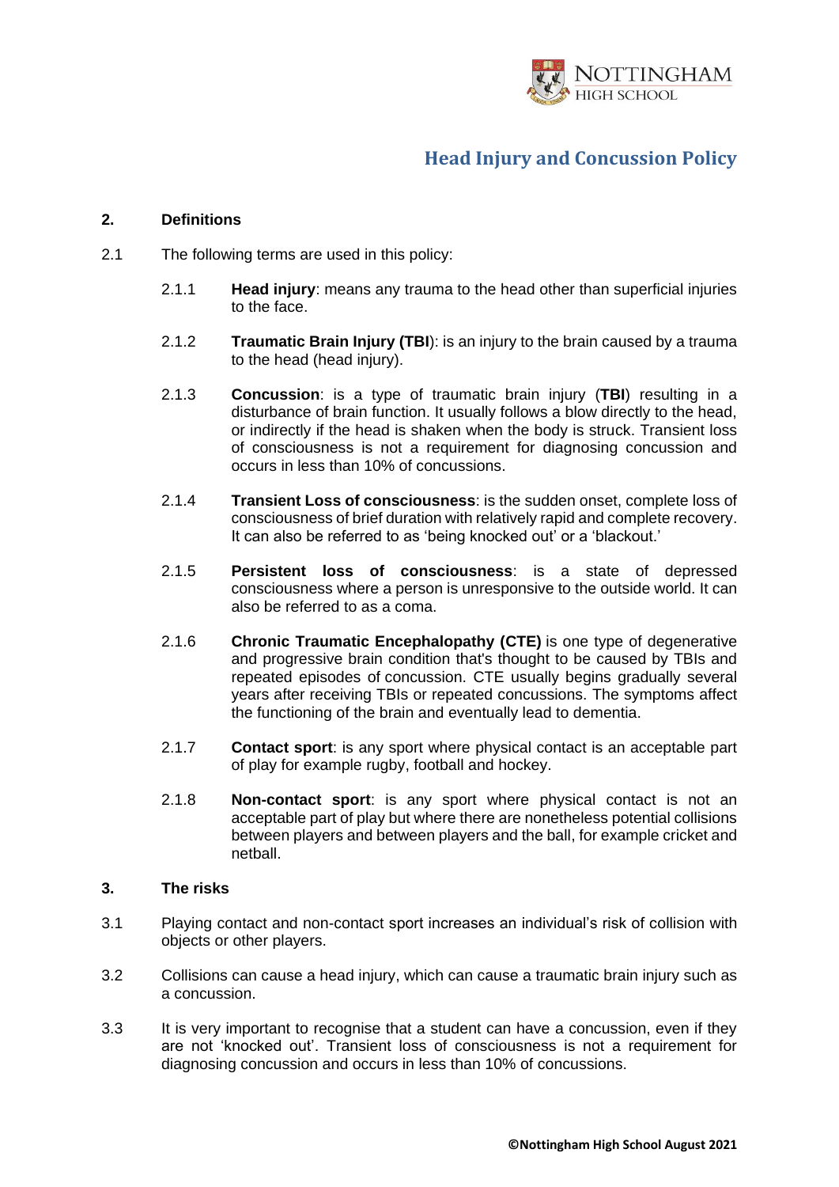## 2. Definitions

2.1 The following terms are used in this policy:

2.1.1 **Head injury**: means any trauma to the head other than superficial injuries to the face.

2.1.2 **Traumatic Brain Injury (TBI)**: is an injury to the brain caused by a trauma to the head (head injury).

2.1.3 **Concussion**: is a type of traumatic brain injury (**TBI**) resulting in a disturbance of brain function. It usually follows a blow directly to the head, or indirectly if the head is shaken when the body is struck. Transient loss of consciousness is not a requirement for diagnosing concussion and occurs in less than 10% of concussions.

2.1.4 **Transient Loss of consciousness**: is the sudden onset, complete loss of consciousness of brief duration with relatively rapid and complete recovery. It can also be referred to as 'being knocked out' or a 'blackout.'

2.1.5 **Persistent loss of consciousness**: is a state of depressed consciousness where a person is unresponsive to the outside world. It can also be referred to as a coma.

2.1.6 **Chronic Traumatic Encephalopathy (CTE)** is one type of degenerative and progressive brain condition that's thought to be caused by TBIs and repeated episodes of concussion. CTE usually begins gradually several years after receiving TBIs or repeated concussions. The symptoms affect the functioning of the brain and eventually lead to dementia.

2.1.7 **Contact sport**: is any sport where physical contact is an acceptable part of play for example rugby, football and hockey.

2.1.8 **Non-contact sport**: is any sport where physical contact is not an acceptable part of play but where there are nonetheless potential collisions between players and between players and the ball, for example cricket and netball.

## 3. The risks

3.1 Playing contact and non-contact sport increases an individual's risk of collision with objects or other players.

3.2 Collisions can cause a head injury, which can cause a traumatic brain injury such as a concussion.

3.3 It is very important to recognise that a student can have a concussion, even if they are not 'knocked out'. Transient loss of consciousness is not a requirement for diagnosing concussion and occurs in less than 10% of concussions.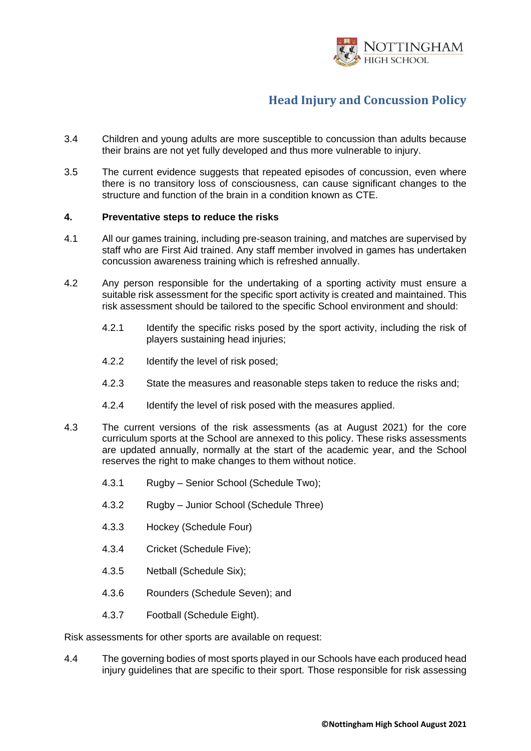3.4 Children and young adults are more susceptible to concussion than adults because their brains are not yet fully developed and thus more vulnerable to injury.

3.5 The current evidence suggests that repeated episodes of concussion, even where there is no transitory loss of consciousness, can cause significant changes to the structure and function of the brain in a condition known as CTE.

**4. Preventative steps to reduce the risks**

4.1 All our games training, including pre-season training, and matches are supervised by staff who are First Aid trained. Any staff member involved in games has undertaken concussion awareness training which is refreshed annually.

4.2 Any person responsible for the undertaking of a sporting activity must ensure a suitable risk assessment for the specific sport activity is created and maintained. This risk assessment should be tailored to the specific School environment and should:

4.2.1 Identify the specific risks posed by the sport activity, including the risk of players sustaining head injuries;

4.2.2 Identify the level of risk posed;

4.2.3 State the measures and reasonable steps taken to reduce the risks and;

4.2.4 Identify the level of risk posed with the measures applied.

4.3 The current versions of the risk assessments (as at August 2021) for the core curriculum sports at the School are annexed to this policy. These risks assessments are updated annually, normally at the start of the academic year, and the School reserves the right to make changes to them without notice.

4.3.1 Rugby – Senior School (Schedule Two);

4.3.2 Rugby – Junior School (Schedule Three)

4.3.3 Hockey (Schedule Four)

4.3.4 Cricket (Schedule Five);

4.3.5 Netball (Schedule Six);

4.3.6 Rounders (Schedule Seven); and

4.3.7 Football (Schedule Eight).

Risk assessments for other sports are available on request:

4.4 The governing bodies of most sports played in our Schools have each produced head injury guidelines that are specific to their sport. Those responsible for risk assessing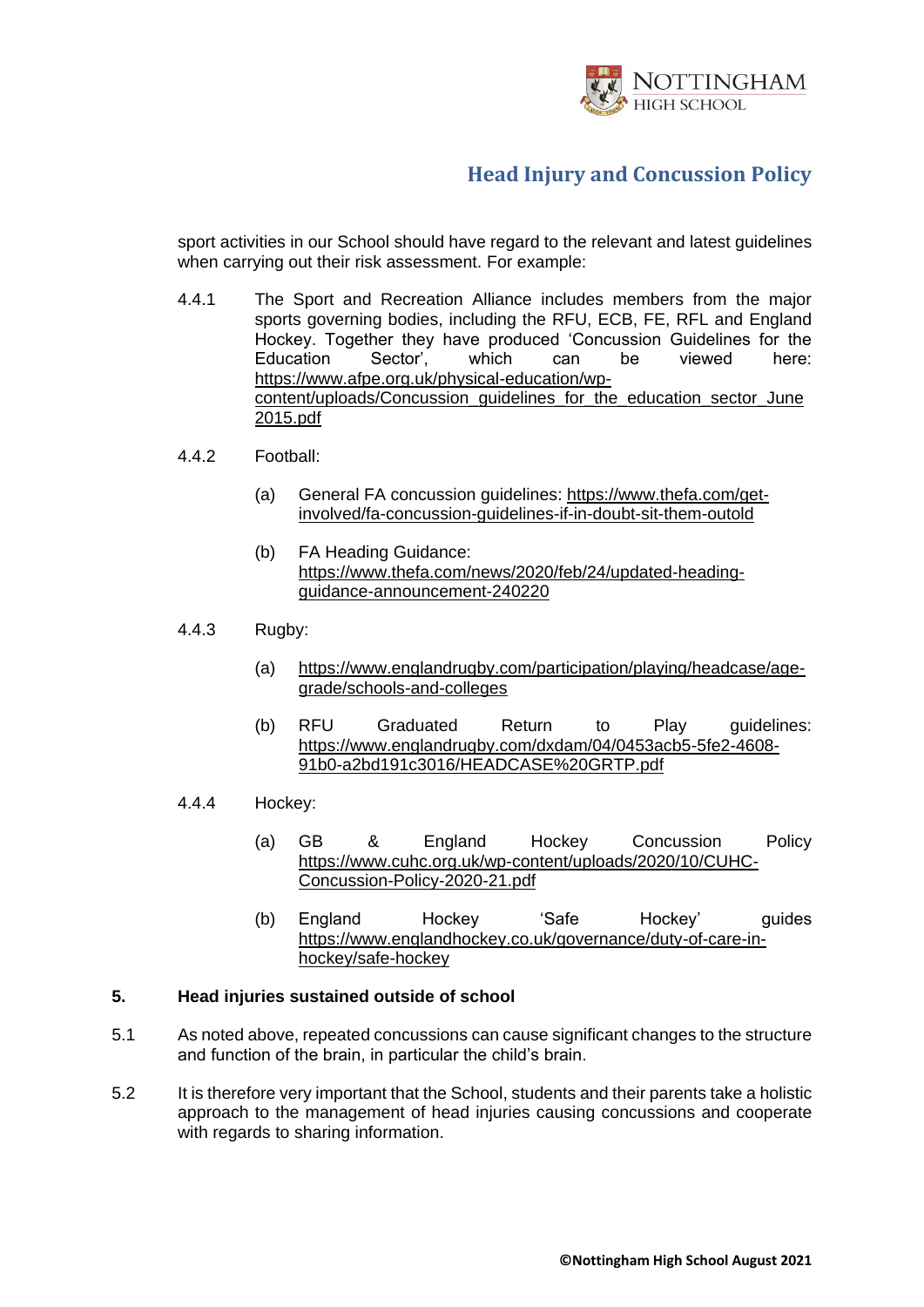sport activities in our School should have regard to the relevant and latest guidelines when carrying out their risk assessment. For example:

4.4.1 The Sport and Recreation Alliance includes members from the major sports governing bodies, including the RFU, ECB, FE, RFL and England Hockey. Together they have produced 'Concussion Guidelines for the Education Sector', which can be viewed here: https://www.afpe.org.uk/physical-education/wp-content/uploads/Concussion_guidelines_for_the_education_sector_June2015.pdf

4.4.2 Football:

(a) General FA concussion guidelines: https://www.thefa.com/get-involved/fa-concussion-guidelines-if-in-doubt-sit-them-outold

(b) FA Heading Guidance: https://www.thefa.com/news/2020/feb/24/updated-heading-guidance-announcement-240220

4.4.3 Rugby:

(a) https://www.englandrugby.com/participation/playing/headcase/age-grade/schools-and-colleges

(b) RFU Graduated Return to Play guidelines: https://www.englandrugby.com/dxdam/04/0453acb5-5fe2-4608-91b0-a2bd191c3016/HEADCASE%20GRTP.pdf

4.4.4 Hockey:

(a) GB & England Hockey Concussion Policy https://www.cuhc.org.uk/wp-content/uploads/2020/10/CUHC-Concussion-Policy-2020-21.pdf

(b) England Hockey 'Safe Hockey' guides https://www.englandhockey.co.uk/governance/duty-of-care-in-hockey/safe-hockey

## 5. Head injuries sustained outside of school

5.1 As noted above, repeated concussions can cause significant changes to the structure and function of the brain, in particular the child's brain.

5.2 It is therefore very important that the School, students and their parents take a holistic approach to the management of head injuries causing concussions and cooperate with regards to sharing information.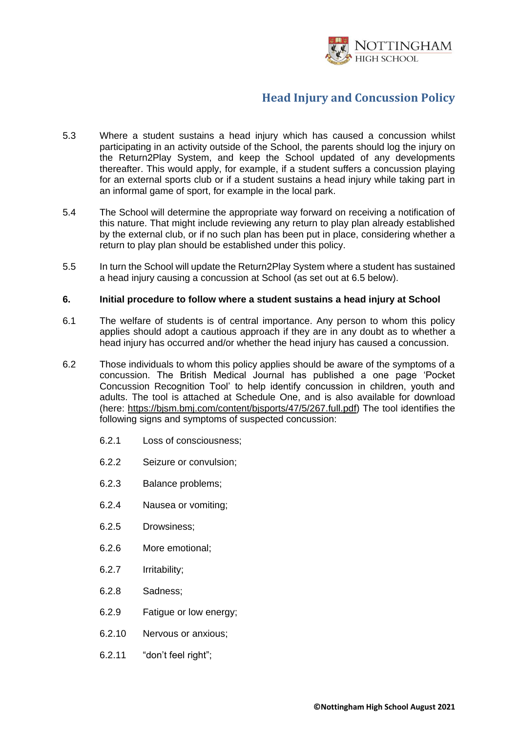5.3 Where a student sustains a head injury which has caused a concussion whilst participating in an activity outside of the School, the parents should log the injury on the Return2Play System, and keep the School updated of any developments thereafter. This would apply, for example, if a student suffers a concussion playing for an external sports club or if a student sustains a head injury while taking part in an informal game of sport, for example in the local park.

5.4 The School will determine the appropriate way forward on receiving a notification of this nature. That might include reviewing any return to play plan already established by the external club, or if no such plan has been put in place, considering whether a return to play plan should be established under this policy.

5.5 In turn the School will update the Return2Play System where a student has sustained a head injury causing a concussion at School (as set out at 6.5 below).

## 6. Initial procedure to follow where a student sustains a head injury at School

6.1 The welfare of students is of central importance. Any person to whom this policy applies should adopt a cautious approach if they are in any doubt as to whether a head injury has occurred and/or whether the head injury has caused a concussion.

6.2 Those individuals to whom this policy applies should be aware of the symptoms of a concussion. The British Medical Journal has published a one page 'Pocket Concussion Recognition Tool' to help identify concussion in children, youth and adults. The tool is attached at Schedule One, and is also available for download (here: https://bjsm.bmj.com/content/bjsports/47/5/267.full.pdf) The tool identifies the following signs and symptoms of suspected concussion:

6.2.1 Loss of consciousness;

6.2.2 Seizure or convulsion;

6.2.3 Balance problems;

6.2.4 Nausea or vomiting;

6.2.5 Drowsiness;

6.2.6 More emotional;

6.2.7 Irritability;

6.2.8 Sadness;

6.2.9 Fatigue or low energy;

6.2.10 Nervous or anxious;

6.2.11 "don't feel right";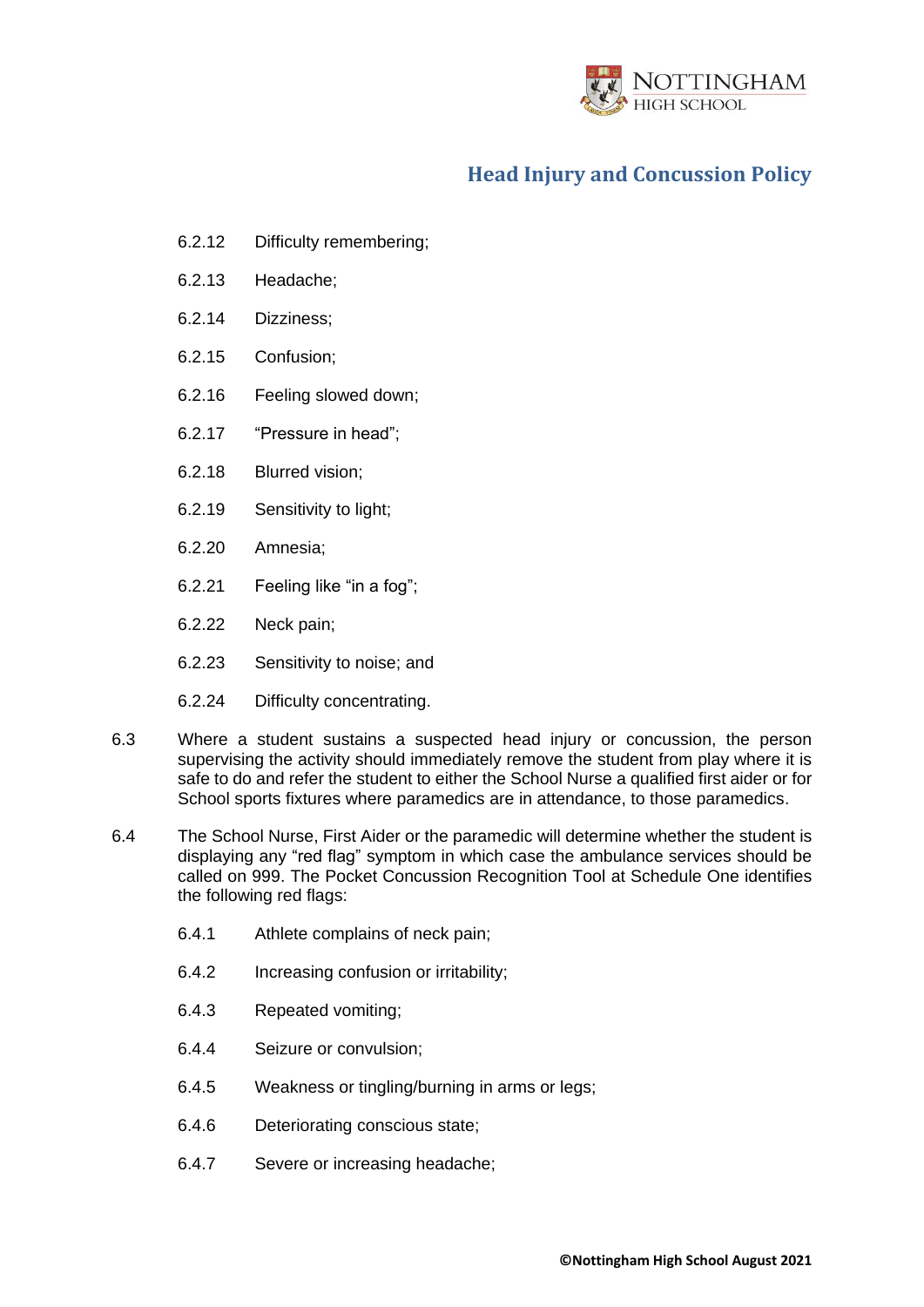6.2.12 Difficulty remembering;

6.2.13 Headache;

6.2.14 Dizziness;

6.2.15 Confusion;

6.2.16 Feeling slowed down;

6.2.17 "Pressure in head";

6.2.18 Blurred vision;

6.2.19 Sensitivity to light;

6.2.20 Amnesia;

6.2.21 Feeling like "in a fog";

6.2.22 Neck pain;

6.2.23 Sensitivity to noise; and

6.2.24 Difficulty concentrating.

6.3 Where a student sustains a suspected head injury or concussion, the person supervising the activity should immediately remove the student from play where it is safe to do and refer the student to either the School Nurse a qualified first aider or for School sports fixtures where paramedics are in attendance, to those paramedics.

6.4 The School Nurse, First Aider or the paramedic will determine whether the student is displaying any "red flag" symptom in which case the ambulance services should be called on 999. The Pocket Concussion Recognition Tool at Schedule One identifies the following red flags:

6.4.1 Athlete complains of neck pain;

6.4.2 Increasing confusion or irritability;

6.4.3 Repeated vomiting;

6.4.4 Seizure or convulsion;

6.4.5 Weakness or tingling/burning in arms or legs;

6.4.6 Deteriorating conscious state;

6.4.7 Severe or increasing headache;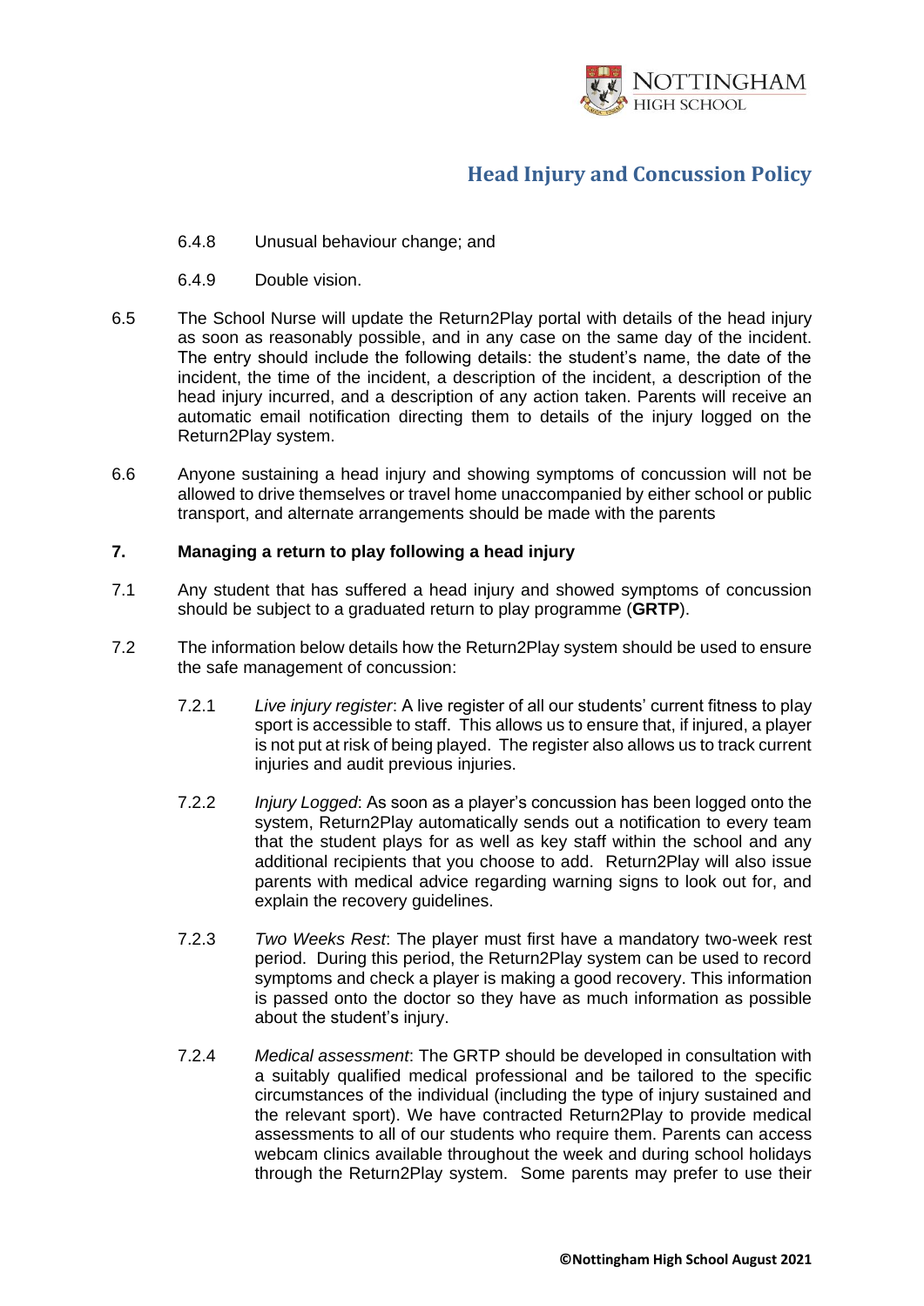6.4.8 Unusual behaviour change; and

6.4.9 Double vision.

6.5 The School Nurse will update the Return2Play portal with details of the head injury as soon as reasonably possible, and in any case on the same day of the incident. The entry should include the following details: the student's name, the date of the incident, the time of the incident, a description of the incident, a description of the head injury incurred, and a description of any action taken. Parents will receive an automatic email notification directing them to details of the injury logged on the Return2Play system.

6.6 Anyone sustaining a head injury and showing symptoms of concussion will not be allowed to drive themselves or travel home unaccompanied by either school or public transport, and alternate arrangements should be made with the parents

## 7. Managing a return to play following a head injury

7.1 Any student that has suffered a head injury and showed symptoms of concussion should be subject to a graduated return to play programme (**GRTP**).

7.2 The information below details how the Return2Play system should be used to ensure the safe management of concussion:

7.2.1 *Live injury register*: A live register of all our students' current fitness to play sport is accessible to staff. This allows us to ensure that, if injured, a player is not put at risk of being played. The register also allows us to track current injuries and audit previous injuries.

7.2.2 *Injury Logged*: As soon as a player's concussion has been logged onto the system, Return2Play automatically sends out a notification to every team that the student plays for as well as key staff within the school and any additional recipients that you choose to add. Return2Play will also issue parents with medical advice regarding warning signs to look out for, and explain the recovery guidelines.

7.2.3 *Two Weeks Rest*: The player must first have a mandatory two-week rest period. During this period, the Return2Play system can be used to record symptoms and check a player is making a good recovery. This information is passed onto the doctor so they have as much information as possible about the student's injury.

7.2.4 *Medical assessment*: The GRTP should be developed in consultation with a suitably qualified medical professional and be tailored to the specific circumstances of the individual (including the type of injury sustained and the relevant sport). We have contracted Return2Play to provide medical assessments to all of our students who require them. Parents can access webcam clinics available throughout the week and during school holidays through the Return2Play system. Some parents may prefer to use their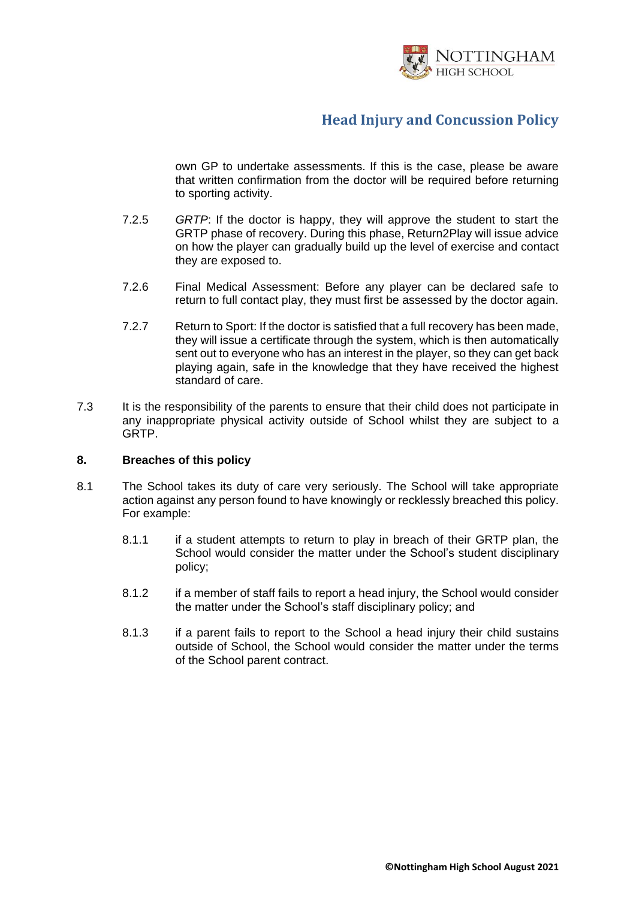own GP to undertake assessments. If this is the case, please be aware that written confirmation from the doctor will be required before returning to sporting activity.

7.2.5 *GRTP*: If the doctor is happy, they will approve the student to start the GRTP phase of recovery. During this phase, Return2Play will issue advice on how the player can gradually build up the level of exercise and contact they are exposed to.

7.2.6 Final Medical Assessment: Before any player can be declared safe to return to full contact play, they must first be assessed by the doctor again.

7.2.7 Return to Sport: If the doctor is satisfied that a full recovery has been made, they will issue a certificate through the system, which is then automatically sent out to everyone who has an interest in the player, so they can get back playing again, safe in the knowledge that they have received the highest standard of care.

7.3 It is the responsibility of the parents to ensure that their child does not participate in any inappropriate physical activity outside of School whilst they are subject to a GRTP.

## 8. Breaches of this policy

8.1 The School takes its duty of care very seriously. The School will take appropriate action against any person found to have knowingly or recklessly breached this policy. For example:

8.1.1 if a student attempts to return to play in breach of their GRTP plan, the School would consider the matter under the School's student disciplinary policy;

8.1.2 if a member of staff fails to report a head injury, the School would consider the matter under the School's staff disciplinary policy; and

8.1.3 if a parent fails to report to the School a head injury their child sustains outside of School, the School would consider the matter under the terms of the School parent contract.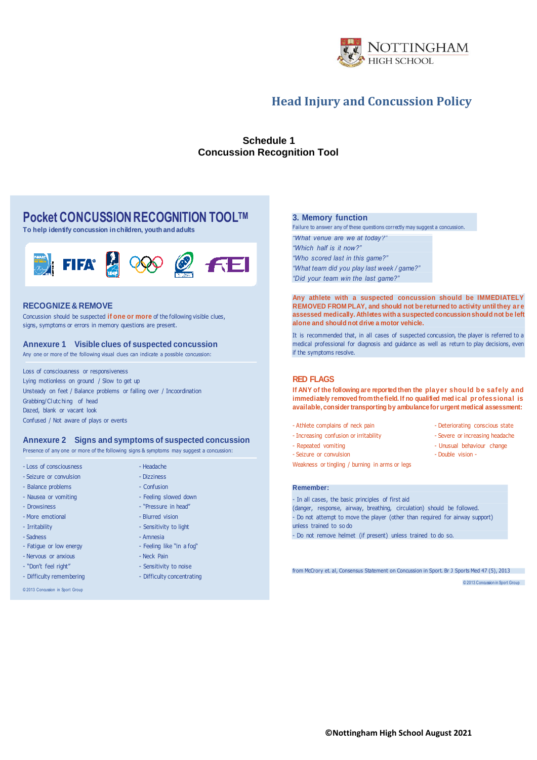# Head Injury and Concussion Policy

## Schedule 1
## Concussion Recognition Tool

## Pocket CONCUSSION RECOGNITION TOOL™

**To help identify concussion in children, youth and adults**

### RECOGNIZE & REMOVE

Concussion should be suspected **if one or more** of the following visible clues, signs, symptoms or errors in memory questions are present.

### Annexure 1 Visible clues of suspected concussion

Any one or more of the following visual clues can indicate a possible concussion:

Loss of consciousness or responsiveness
Lying motionless on ground / Slow to get up
Unsteady on feet / Balance problems or falling over / Incoordination
Grabbing/Clutching of head
Dazed, blank or vacant look
Confused / Not aware of plays or events

### Annexure 2 Signs and symptoms of suspected concussion

Presence of any one or more of the following signs & symptoms may suggest a concussion:

- Loss of consciousness
- Seizure or convulsion
- Balance problems
- Nausea or vomiting
- Drowsiness
- More emotional
- Irritability
- Sadness
- Fatigue or low energy
- Nervous or anxious
- "Don't feel right"
- Difficulty remembering
- Headache
- Dizziness
- Confusion
- Feeling slowed down
- "Pressure in head"
- Blurred vision
- Sensitivity to light
- Amnesia
- Feeling like "in a fog"
- Neck Pain
- Sensitivity to noise
- Difficulty concentrating

© 2013 Concussion in Sport Group

### 3. Memory function

Failure to answer any of these questions correctly may suggest a concussion.

*"What venue are we at today?"*
*"Which half is it now?"*
*"Who scored last in this game?"*
*"What team did you play last week / game?"*
*"Did your team win the last game?"*

**Any athlete with a suspected concussion should be IMMEDIATELY REMOVED FROM PLAY, and should not be returned to activity until they are assessed medically. Athletes with a suspected concussion should not be left alone and should not drive a motor vehicle.**

It is recommended that, in all cases of suspected concussion, the player is referred to a medical professional for diagnosis and guidance as well as return to play decisions, even if the symptoms resolve.

### RED FLAGS

**If ANY of the following are reported then the player should be safely and immediately removed from the field. If no qualified medical professional is available, consider transporting by ambulance for urgent medical assessment:**

- Athlete complains of neck pain
- Increasing confusion or irritability
- Repeated vomiting
- Seizure or convulsion
- Weakness or tingling / burning in arms or legs
- Deteriorating conscious state
- Severe or increasing headache
- Unusual behaviour change
- Double vision -

**Remember:**

- In all cases, the basic principles of first aid (danger, response, airway, breathing, circulation) should be followed.
- Do not attempt to move the player (other than required for airway support) unless trained to so do
- Do not remove helmet (if present) unless trained to do so.

from McCrory et. al, Consensus Statement on Concussion in Sport. Br J Sports Med 47 (5), 2013

© 2013 Concussion in Sport Group

**©Nottingham High School August 2021**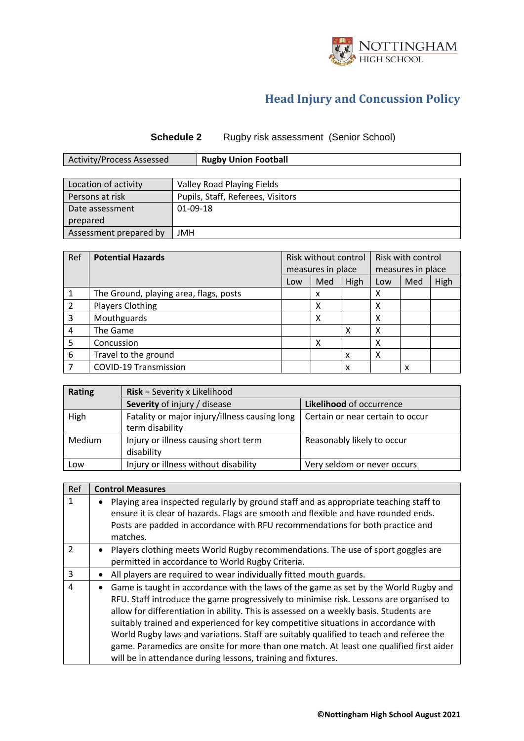# Head Injury and Concussion Policy

**Schedule 2** Rugby risk assessment (Senior School)

| Activity/Process Assessed | **Rugby Union Football** |
|---|---|

| | |
|---|---|
| Location of activity | Valley Road Playing Fields |
| Persons at risk | Pupils, Staff, Referees, Visitors |
| Date assessment prepared | 01-09-18 |
| Assessment prepared by | JMH |

| Ref | **Potential Hazards** | Risk without control measures in place | | | Risk with control measures in place | | |
|---|---|---|---|---|---|---|---|
| | | Low | Med | High | Low | Med | High |
| 1 | The Ground, playing area, flags, posts | | x | | X | | |
| 2 | Players Clothing | | X | | X | | |
| 3 | Mouthguards | | X | | X | | |
| 4 | The Game | | | X | X | | |
| 5 | Concussion | | X | | X | | |
| 6 | Travel to the ground | | | x | X | | |
| 7 | COVID-19 Transmission | | | x | | x | |

| **Rating** | **Risk** = Severity x Likelihood | |
|---|---|---|
| | **Severity** of injury / disease | **Likelihood** of occurrence |
| High | Fatality or major injury/illness causing long term disability | Certain or near certain to occur |
| Medium | Injury or illness causing short term disability | Reasonably likely to occur |
| Low | Injury or illness without disability | Very seldom or never occurs |

| Ref | **Control Measures** |
|---|---|
| 1 | • Playing area inspected regularly by ground staff and as appropriate teaching staff to ensure it is clear of hazards. Flags are smooth and flexible and have rounded ends. Posts are padded in accordance with RFU recommendations for both practice and matches. |
| 2 | • Players clothing meets World Rugby recommendations. The use of sport goggles are permitted in accordance to World Rugby Criteria. |
| 3 | • All players are required to wear individually fitted mouth guards. |
| 4 | • Game is taught in accordance with the laws of the game as set by the World Rugby and RFU. Staff introduce the game progressively to minimise risk. Lessons are organised to allow for differentiation in ability. This is assessed on a weekly basis. Students are suitably trained and experienced for key competitive situations in accordance with World Rugby laws and variations. Staff are suitably qualified to teach and referee the game. Paramedics are onsite for more than one match. At least one qualified first aider will be in attendance during lessons, training and fixtures. |

©Nottingham High School August 2021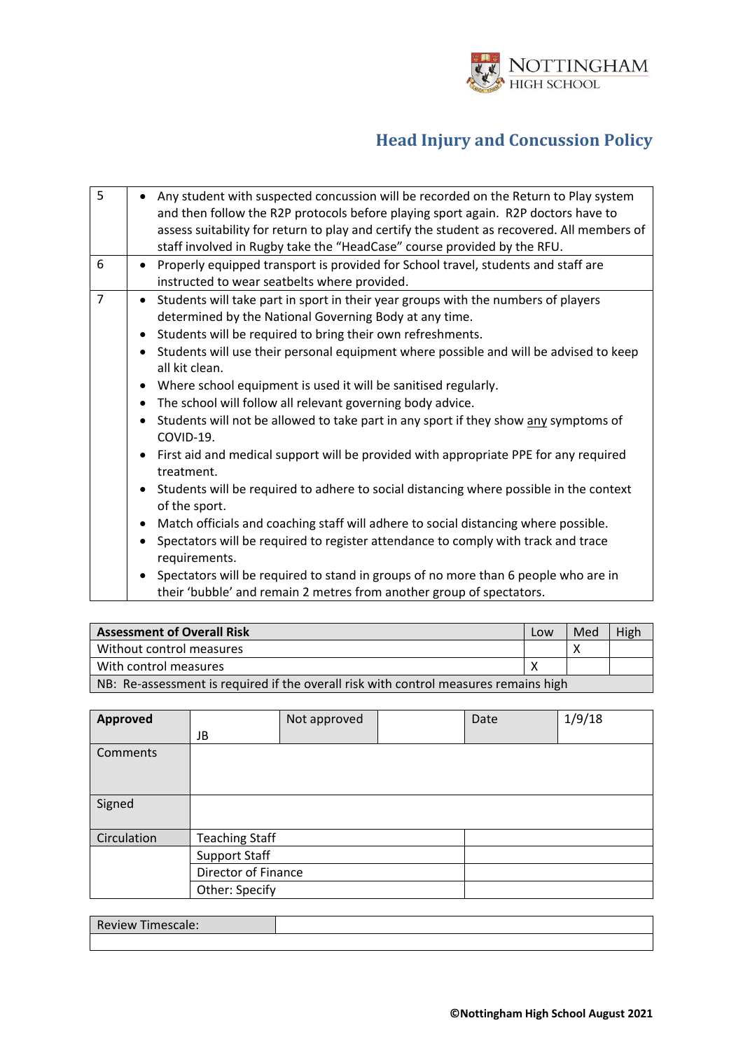| 5 | • Any student with suspected concussion will be recorded on the Return to Play system and then follow the R2P protocols before playing sport again. R2P doctors have to assess suitability for return to play and certify the student as recovered. All members of staff involved in Rugby take the "HeadCase" course provided by the RFU. |
|---|---|
| 6 | • Properly equipped transport is provided for School travel, students and staff are instructed to wear seatbelts where provided. |
| 7 | • Students will take part in sport in their year groups with the numbers of players determined by the National Governing Body at any time.<br>• Students will be required to bring their own refreshments.<br>• Students will use their personal equipment where possible and will be advised to keep all kit clean.<br>• Where school equipment is used it will be sanitised regularly.<br>• The school will follow all relevant governing body advice.<br>• Students will not be allowed to take part in any sport if they show any symptoms of COVID-19.<br>• First aid and medical support will be provided with appropriate PPE for any required treatment.<br>• Students will be required to adhere to social distancing where possible in the context of the sport.<br>• Match officials and coaching staff will adhere to social distancing where possible.<br>• Spectators will be required to register attendance to comply with track and trace requirements.<br>• Spectators will be required to stand in groups of no more than 6 people who are in their 'bubble' and remain 2 metres from another group of spectators. |

| **Assessment of Overall Risk** | Low | Med | High |
|---|---|---|---|
| Without control measures | | X | |
| With control measures | X | | |
| NB: Re-assessment is required if the overall risk with control measures remains high | | | |

| **Approved** | JB | Not approved | | Date | 1/9/18 |
|---|---|---|---|---|---|
| Comments | | | | | |
| Signed | | | | | |
| Circulation | Teaching Staff | | | | |
| | Support Staff | | | | |
| | Director of Finance | | | | |
| | Other: Specify | | | | |

| Review Timescale: | |
|---|---|
| | |

©Nottingham High School August 2021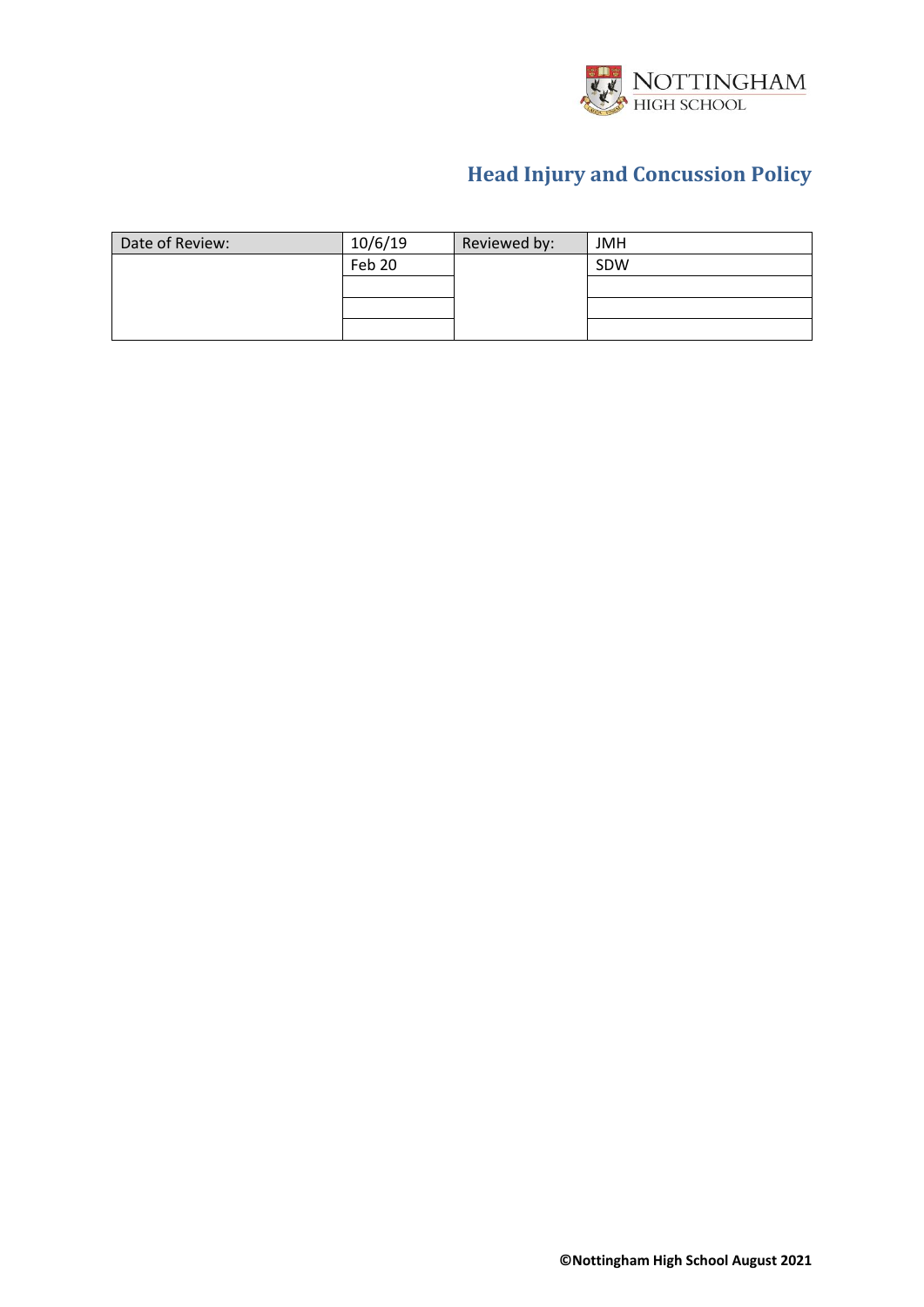NOTTINGHAM HIGH SCHOOL

# Head Injury and Concussion Policy

| Date of Review: | 10/6/19 | Reviewed by: | JMH |
|---|---|---|---|
| | Feb 20 | | SDW |
| | | | |
| | | | |
| | | | |

**©Nottingham High School August 2021**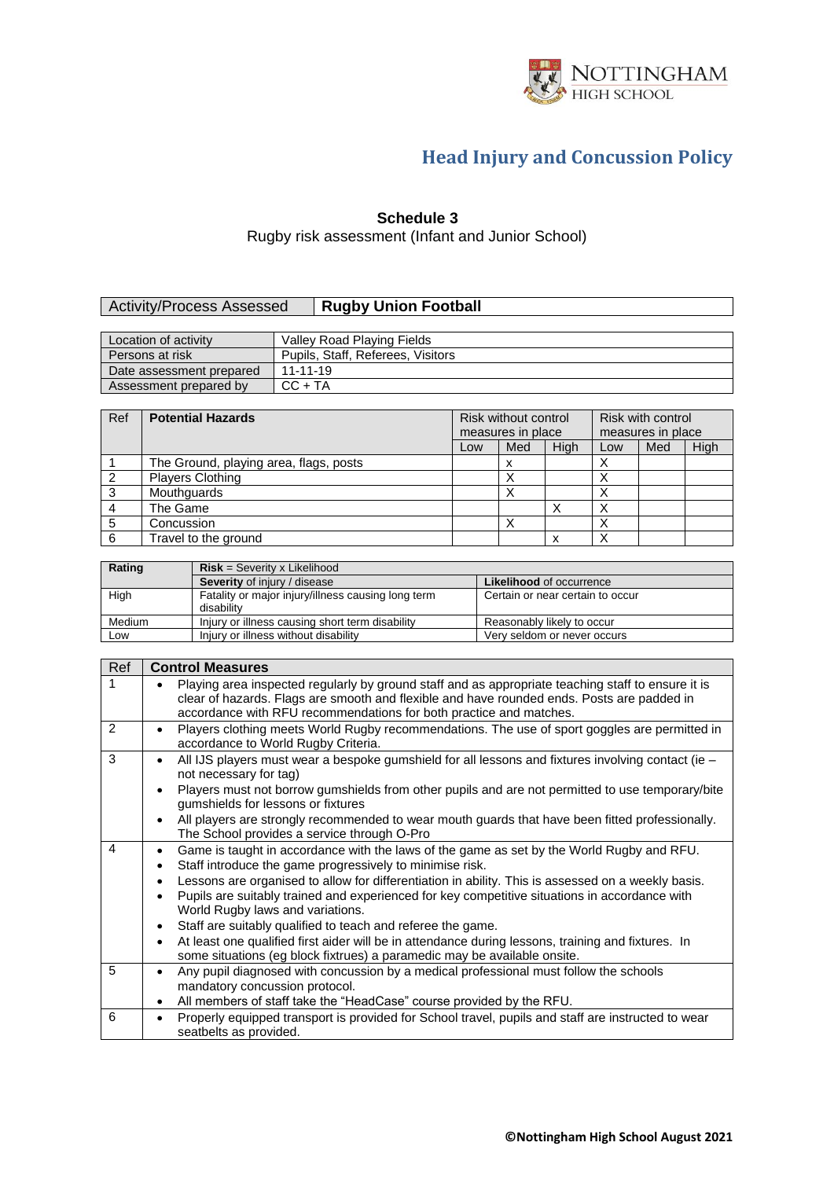# Head Injury and Concussion Policy

**Schedule 3**

Rugby risk assessment (Infant and Junior School)

| Activity/Process Assessed | **Rugby Union Football** |
|---|---|

| | |
|---|---|
| Location of activity | Valley Road Playing Fields |
| Persons at risk | Pupils, Staff, Referees, Visitors |
| Date assessment prepared | 11-11-19 |
| Assessment prepared by | CC + TA |

| Ref | **Potential Hazards** | Risk without control measures in place | | | Risk with control measures in place | | |
|---|---|---|---|---|---|---|---|
| | | Low | Med | High | Low | Med | High |
| 1 | The Ground, playing area, flags, posts | | x | | X | | |
| 2 | Players Clothing | | X | | X | | |
| 3 | Mouthguards | | X | | X | | |
| 4 | The Game | | | X | X | | |
| 5 | Concussion | | X | | X | | |
| 6 | Travel to the ground | | | x | X | | |

| **Rating** | **Risk** = Severity x Likelihood | |
|---|---|---|
| | **Severity** of injury / disease | **Likelihood** of occurrence |
| High | Fatality or major injury/illness causing long term disability | Certain or near certain to occur |
| Medium | Injury or illness causing short term disability | Reasonably likely to occur |
| Low | Injury or illness without disability | Very seldom or never occurs |

| Ref | **Control Measures** |
|---|---|
| 1 | • Playing area inspected regularly by ground staff and as appropriate teaching staff to ensure it is clear of hazards. Flags are smooth and flexible and have rounded ends. Posts are padded in accordance with RFU recommendations for both practice and matches. |
| 2 | • Players clothing meets World Rugby recommendations. The use of sport goggles are permitted in accordance to World Rugby Criteria. |
| 3 | • All IJS players must wear a bespoke gumshield for all lessons and fixtures involving contact (ie – not necessary for tag)<br>• Players must not borrow gumshields from other pupils and are not permitted to use temporary/bite gumshields for lessons or fixtures<br>• All players are strongly recommended to wear mouth guards that have been fitted professionally. The School provides a service through O-Pro |
| 4 | • Game is taught in accordance with the laws of the game as set by the World Rugby and RFU.<br>• Staff introduce the game progressively to minimise risk.<br>• Lessons are organised to allow for differentiation in ability. This is assessed on a weekly basis.<br>• Pupils are suitably trained and experienced for key competitive situations in accordance with World Rugby laws and variations.<br>• Staff are suitably qualified to teach and referee the game.<br>• At least one qualified first aider will be in attendance during lessons, training and fixtures. In some situations (eg block fixtrues) a paramedic may be available onsite. |
| 5 | • Any pupil diagnosed with concussion by a medical professional must follow the schools mandatory concussion protocol.<br>• All members of staff take the "HeadCase" course provided by the RFU. |
| 6 | • Properly equipped transport is provided for School travel, pupils and staff are instructed to wear seatbelts as provided. |

**©Nottingham High School August 2021**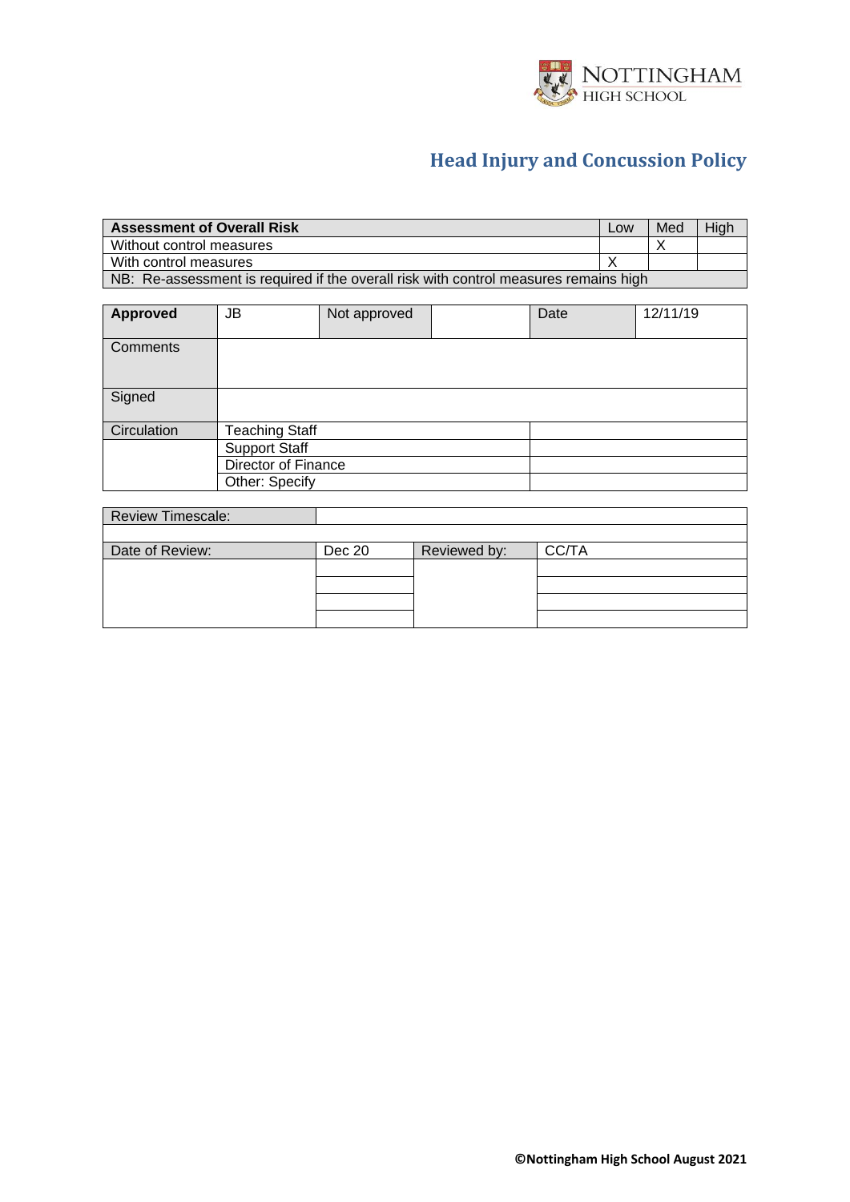# Head Injury and Concussion Policy

| Assessment of Overall Risk | Low | Med | High |
|---|---|---|---|
| Without control measures | | X | |
| With control measures | X | | |
| NB: Re-assessment is required if the overall risk with control measures remains high | | | |

| **Approved** | JB | Not approved | | Date | 12/11/19 |
|---|---|---|---|---|---|
| Comments | | | | | |
| Signed | | | | | |
| Circulation | Teaching Staff | | | | |
| | Support Staff | | | | |
| | Director of Finance | | | | |
| | Other: Specify | | | | |

| Review Timescale: | | | |
|---|---|---|---|
| | | | |
| Date of Review: | Dec 20 | Reviewed by: | CC/TA |
| | | | |
| | | | |
| | | | |
| | | | |

©Nottingham High School August 2021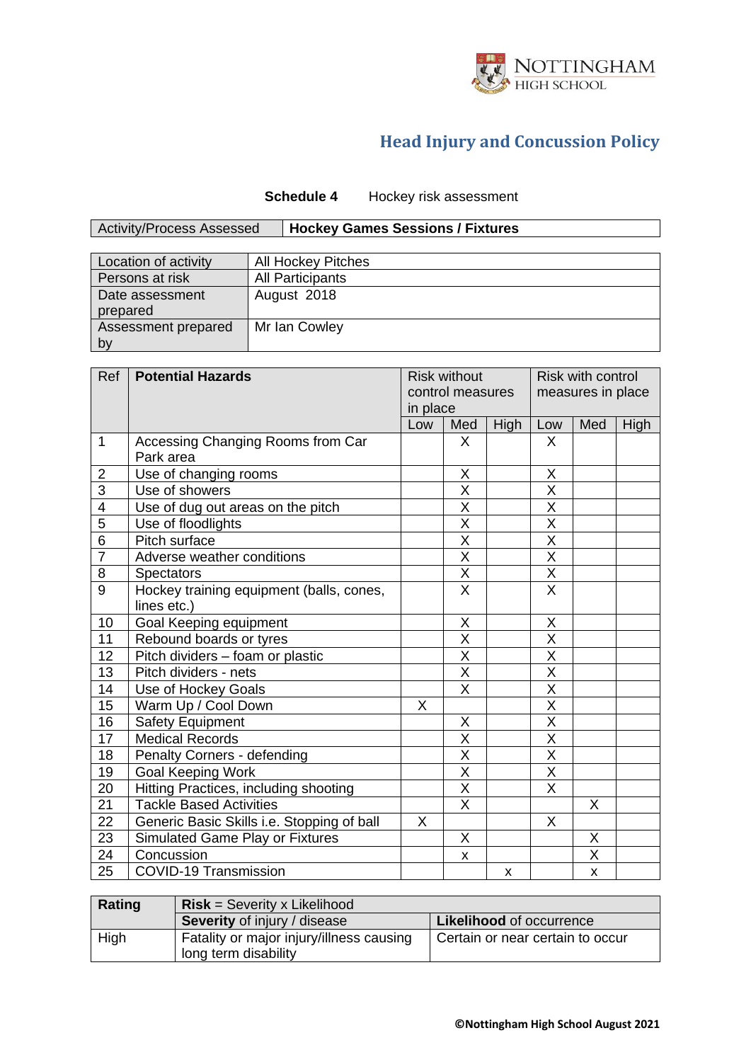## Head Injury and Concussion Policy

**Schedule 4** Hockey risk assessment

| Activity/Process Assessed | **Hockey Games Sessions / Fixtures** |
|---|---|

| | |
|---|---|
| Location of activity | All Hockey Pitches |
| Persons at risk | All Participants |
| Date assessment prepared | August 2018 |
| Assessment prepared by | Mr Ian Cowley |

| Ref | **Potential Hazards** | Risk without control measures in place | | | Risk with control measures in place | | |
|---|---|---|---|---|---|---|---|
| | | Low | Med | High | Low | Med | High |
| 1 | Accessing Changing Rooms from Car Park area | | X | | X | | |
| 2 | Use of changing rooms | | X | | X | | |
| 3 | Use of showers | | X | | X | | |
| 4 | Use of dug out areas on the pitch | | X | | X | | |
| 5 | Use of floodlights | | X | | X | | |
| 6 | Pitch surface | | X | | X | | |
| 7 | Adverse weather conditions | | X | | X | | |
| 8 | Spectators | | X | | X | | |
| 9 | Hockey training equipment (balls, cones, lines etc.) | | X | | X | | |
| 10 | Goal Keeping equipment | | X | | X | | |
| 11 | Rebound boards or tyres | | X | | X | | |
| 12 | Pitch dividers – foam or plastic | | X | | X | | |
| 13 | Pitch dividers - nets | | X | | X | | |
| 14 | Use of Hockey Goals | | X | | X | | |
| 15 | Warm Up / Cool Down | X | | | X | | |
| 16 | Safety Equipment | | X | | X | | |
| 17 | Medical Records | | X | | X | | |
| 18 | Penalty Corners - defending | | X | | X | | |
| 19 | Goal Keeping Work | | X | | X | | |
| 20 | Hitting Practices, including shooting | | X | | X | | |
| 21 | Tackle Based Activities | | X | | | X | |
| 22 | Generic Basic Skills i.e. Stopping of ball | X | | | X | | |
| 23 | Simulated Game Play or Fixtures | | X | | | X | |
| 24 | Concussion | | x | | | X | |
| 25 | COVID-19 Transmission | | | x | | x | |

| **Rating** | **Risk** = Severity x Likelihood | |
|---|---|---|
| | **Severity** of injury / disease | **Likelihood** of occurrence |
| High | Fatality or major injury/illness causing long term disability | Certain or near certain to occur |

©Nottingham High School August 2021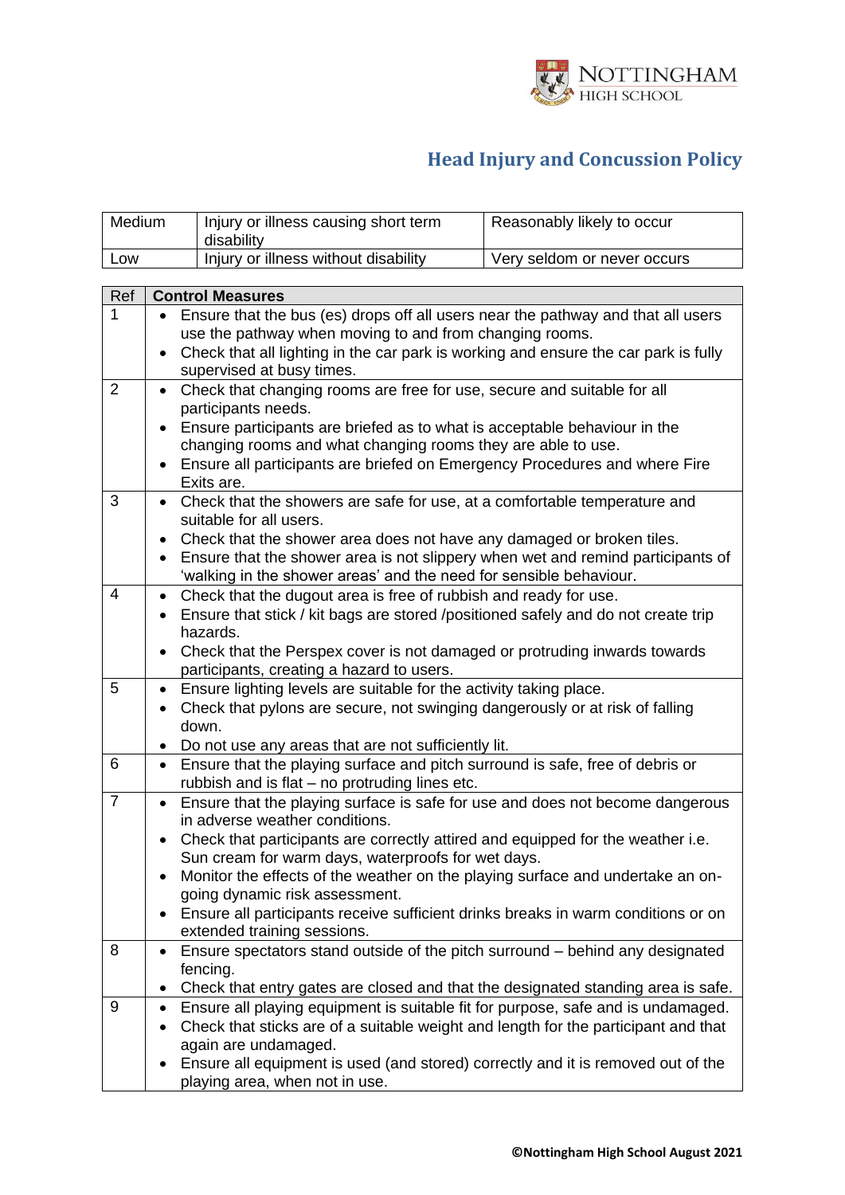# Head Injury and Concussion Policy

| | | |
|---|---|---|
| Medium | Injury or illness causing short term disability | Reasonably likely to occur |
| Low | Injury or illness without disability | Very seldom or never occurs |

| Ref | Control Measures |
|---|---|
| 1 | • Ensure that the bus (es) drops off all users near the pathway and that all users use the pathway when moving to and from changing rooms.<br>• Check that all lighting in the car park is working and ensure the car park is fully supervised at busy times. |
| 2 | • Check that changing rooms are free for use, secure and suitable for all participants needs.<br>• Ensure participants are briefed as to what is acceptable behaviour in the changing rooms and what changing rooms they are able to use.<br>• Ensure all participants are briefed on Emergency Procedures and where Fire Exits are. |
| 3 | • Check that the showers are safe for use, at a comfortable temperature and suitable for all users.<br>• Check that the shower area does not have any damaged or broken tiles.<br>• Ensure that the shower area is not slippery when wet and remind participants of 'walking in the shower areas' and the need for sensible behaviour. |
| 4 | • Check that the dugout area is free of rubbish and ready for use.<br>• Ensure that stick / kit bags are stored /positioned safely and do not create trip hazards.<br>• Check that the Perspex cover is not damaged or protruding inwards towards participants, creating a hazard to users. |
| 5 | • Ensure lighting levels are suitable for the activity taking place.<br>• Check that pylons are secure, not swinging dangerously or at risk of falling down.<br>• Do not use any areas that are not sufficiently lit. |
| 6 | • Ensure that the playing surface and pitch surround is safe, free of debris or rubbish and is flat – no protruding lines etc. |
| 7 | • Ensure that the playing surface is safe for use and does not become dangerous in adverse weather conditions.<br>• Check that participants are correctly attired and equipped for the weather i.e. Sun cream for warm days, waterproofs for wet days.<br>• Monitor the effects of the weather on the playing surface and undertake an on-going dynamic risk assessment.<br>• Ensure all participants receive sufficient drinks breaks in warm conditions or on extended training sessions. |
| 8 | • Ensure spectators stand outside of the pitch surround – behind any designated fencing.<br>• Check that entry gates are closed and that the designated standing area is safe. |
| 9 | • Ensure all playing equipment is suitable fit for purpose, safe and is undamaged.<br>• Check that sticks are of a suitable weight and length for the participant and that again are undamaged.<br>• Ensure all equipment is used (and stored) correctly and it is removed out of the playing area, when not in use. |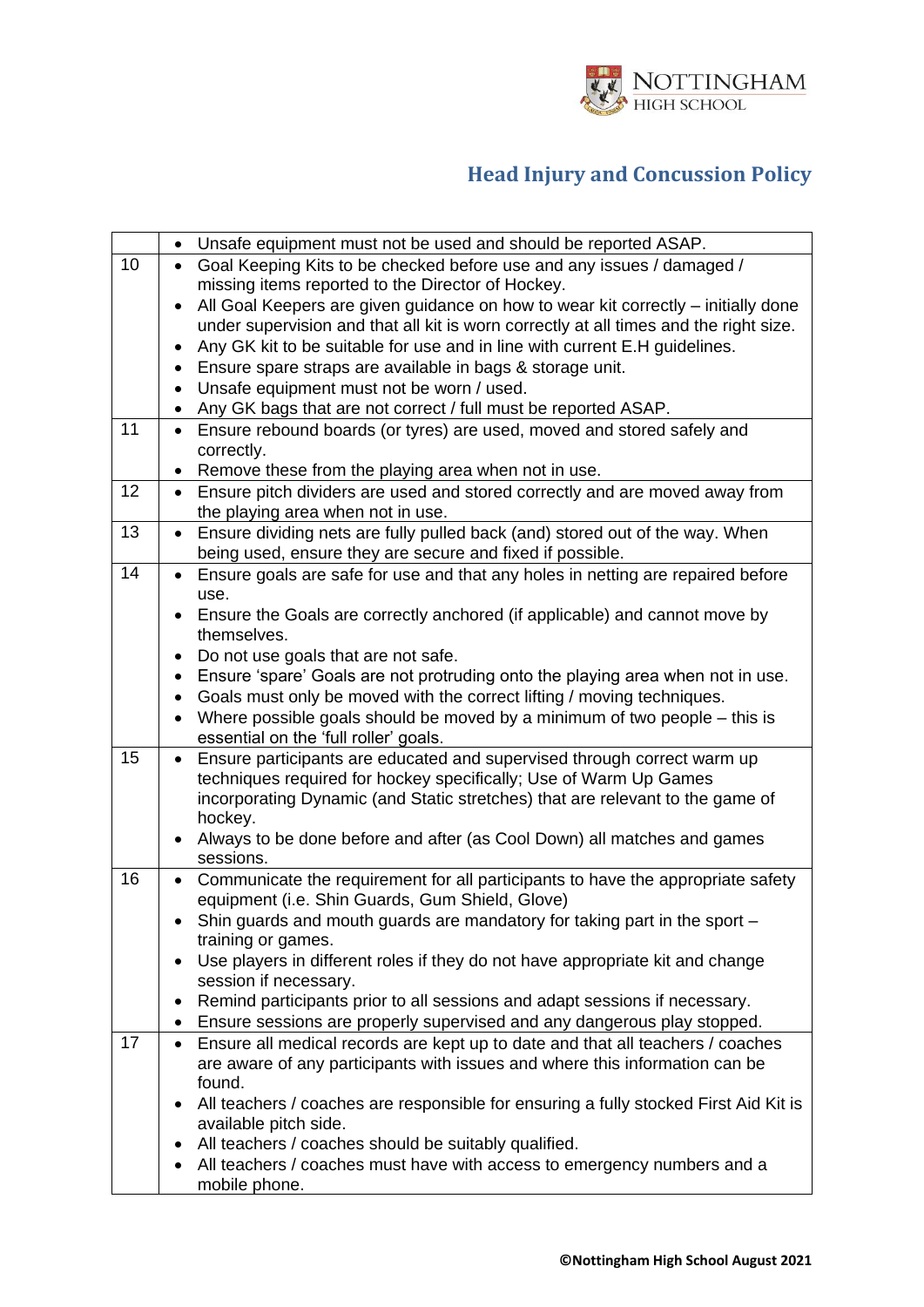| | |
|---|---|
| | • Unsafe equipment must not be used and should be reported ASAP. |
| 10 | • Goal Keeping Kits to be checked before use and any issues / damaged / missing items reported to the Director of Hockey.<br>• All Goal Keepers are given guidance on how to wear kit correctly – initially done under supervision and that all kit is worn correctly at all times and the right size.<br>• Any GK kit to be suitable for use and in line with current E.H guidelines.<br>• Ensure spare straps are available in bags & storage unit.<br>• Unsafe equipment must not be worn / used.<br>• Any GK bags that are not correct / full must be reported ASAP. |
| 11 | • Ensure rebound boards (or tyres) are used, moved and stored safely and correctly.<br>• Remove these from the playing area when not in use. |
| 12 | • Ensure pitch dividers are used and stored correctly and are moved away from the playing area when not in use. |
| 13 | • Ensure dividing nets are fully pulled back (and) stored out of the way. When being used, ensure they are secure and fixed if possible. |
| 14 | • Ensure goals are safe for use and that any holes in netting are repaired before use.<br>• Ensure the Goals are correctly anchored (if applicable) and cannot move by themselves.<br>• Do not use goals that are not safe.<br>• Ensure 'spare' Goals are not protruding onto the playing area when not in use.<br>• Goals must only be moved with the correct lifting / moving techniques.<br>• Where possible goals should be moved by a minimum of two people – this is essential on the 'full roller' goals. |
| 15 | • Ensure participants are educated and supervised through correct warm up techniques required for hockey specifically; Use of Warm Up Games incorporating Dynamic (and Static stretches) that are relevant to the game of hockey.<br>• Always to be done before and after (as Cool Down) all matches and games sessions. |
| 16 | • Communicate the requirement for all participants to have the appropriate safety equipment (i.e. Shin Guards, Gum Shield, Glove)<br>• Shin guards and mouth guards are mandatory for taking part in the sport – training or games.<br>• Use players in different roles if they do not have appropriate kit and change session if necessary.<br>• Remind participants prior to all sessions and adapt sessions if necessary.<br>• Ensure sessions are properly supervised and any dangerous play stopped. |
| 17 | • Ensure all medical records are kept up to date and that all teachers / coaches are aware of any participants with issues and where this information can be found.<br>• All teachers / coaches are responsible for ensuring a fully stocked First Aid Kit is available pitch side.<br>• All teachers / coaches should be suitably qualified.<br>• All teachers / coaches must have with access to emergency numbers and a mobile phone. |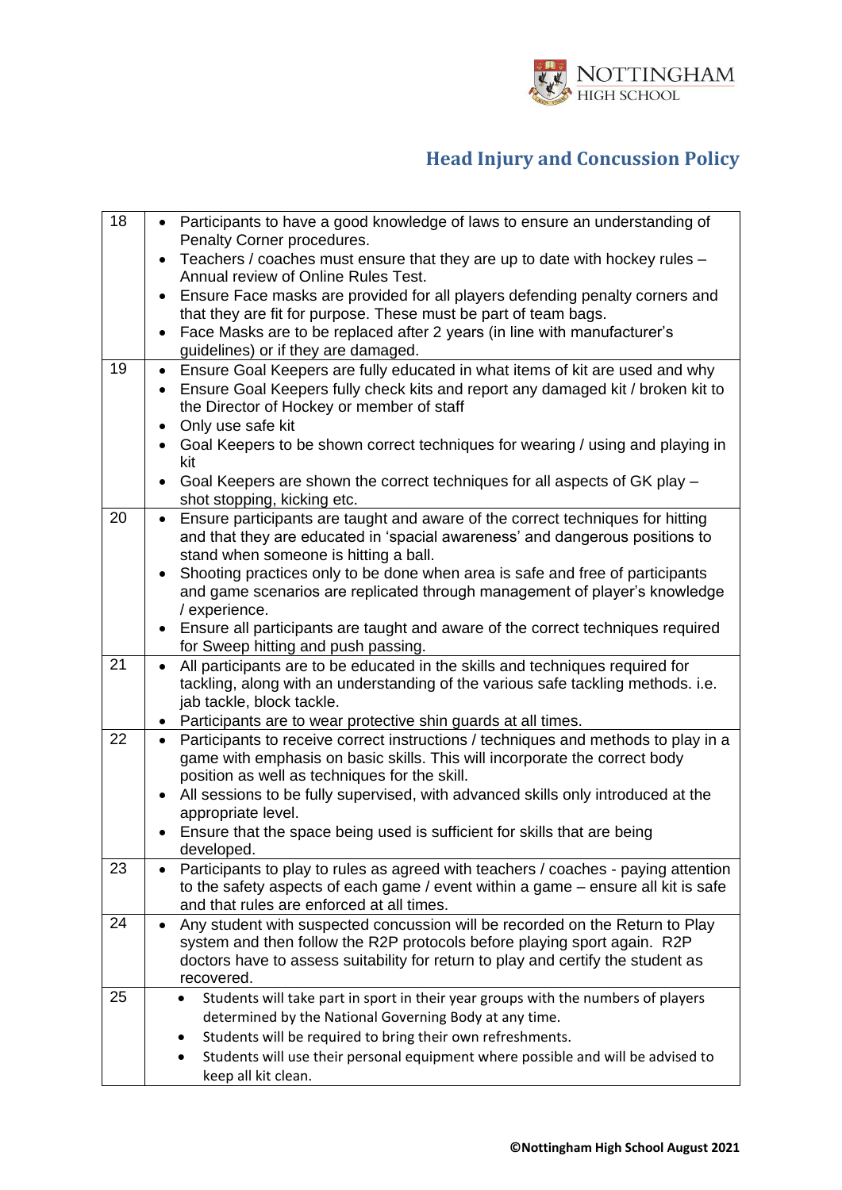# Head Injury and Concussion Policy

| | |
|---|---|
| 18 | • Participants to have a good knowledge of laws to ensure an understanding of Penalty Corner procedures.<br>• Teachers / coaches must ensure that they are up to date with hockey rules – Annual review of Online Rules Test.<br>• Ensure Face masks are provided for all players defending penalty corners and that they are fit for purpose. These must be part of team bags.<br>• Face Masks are to be replaced after 2 years (in line with manufacturer's guidelines) or if they are damaged. |
| 19 | • Ensure Goal Keepers are fully educated in what items of kit are used and why<br>• Ensure Goal Keepers fully check kits and report any damaged kit / broken kit to the Director of Hockey or member of staff<br>• Only use safe kit<br>• Goal Keepers to be shown correct techniques for wearing / using and playing in kit<br>• Goal Keepers are shown the correct techniques for all aspects of GK play – shot stopping, kicking etc. |
| 20 | • Ensure participants are taught and aware of the correct techniques for hitting and that they are educated in 'spacial awareness' and dangerous positions to stand when someone is hitting a ball.<br>• Shooting practices only to be done when area is safe and free of participants and game scenarios are replicated through management of player's knowledge / experience.<br>• Ensure all participants are taught and aware of the correct techniques required for Sweep hitting and push passing. |
| 21 | • All participants are to be educated in the skills and techniques required for tackling, along with an understanding of the various safe tackling methods. i.e. jab tackle, block tackle.<br>• Participants are to wear protective shin guards at all times. |
| 22 | • Participants to receive correct instructions / techniques and methods to play in a game with emphasis on basic skills. This will incorporate the correct body position as well as techniques for the skill.<br>• All sessions to be fully supervised, with advanced skills only introduced at the appropriate level.<br>• Ensure that the space being used is sufficient for skills that are being developed. |
| 23 | • Participants to play to rules as agreed with teachers / coaches - paying attention to the safety aspects of each game / event within a game – ensure all kit is safe and that rules are enforced at all times. |
| 24 | • Any student with suspected concussion will be recorded on the Return to Play system and then follow the R2P protocols before playing sport again. R2P doctors have to assess suitability for return to play and certify the student as recovered. |
| 25 | • Students will take part in sport in their year groups with the numbers of players determined by the National Governing Body at any time.<br>• Students will be required to bring their own refreshments.<br>• Students will use their personal equipment where possible and will be advised to keep all kit clean. |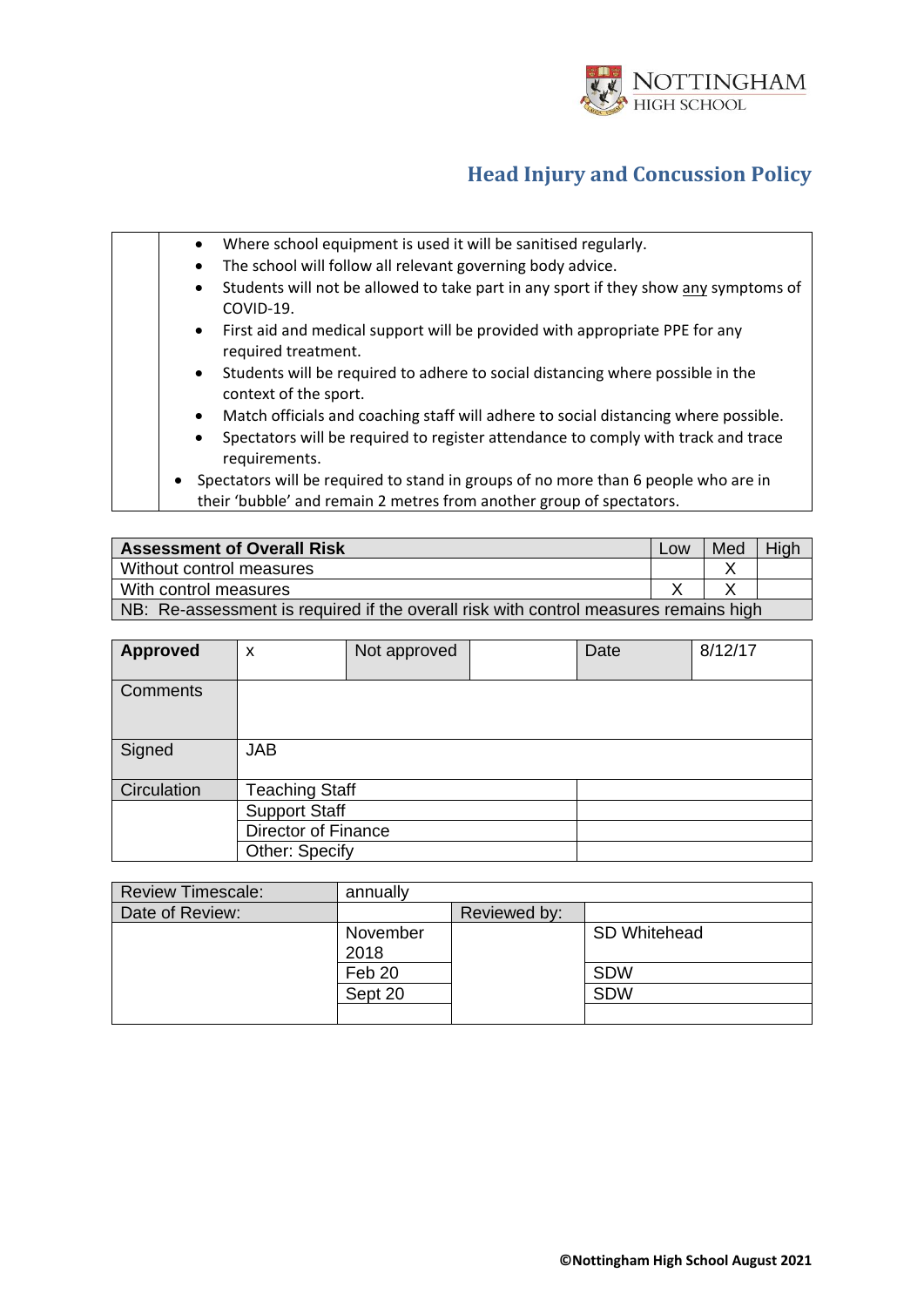# Head Injury and Concussion Policy

| | |
|---|---|
| | • Where school equipment is used it will be sanitised regularly.<br>• The school will follow all relevant governing body advice.<br>• Students will not be allowed to take part in any sport if they show any symptoms of COVID-19.<br>• First aid and medical support will be provided with appropriate PPE for any required treatment.<br>• Students will be required to adhere to social distancing where possible in the context of the sport.<br>• Match officials and coaching staff will adhere to social distancing where possible.<br>• Spectators will be required to register attendance to comply with track and trace requirements.<br>• Spectators will be required to stand in groups of no more than 6 people who are in their 'bubble' and remain 2 metres from another group of spectators. |

| **Assessment of Overall Risk** | Low | Med | High |
|---|---|---|---|
| Without control measures | | X | |
| With control measures | X | X | |
| NB: Re-assessment is required if the overall risk with control measures remains high | | | |

| **Approved** | x | Not approved | | Date | 8/12/17 |
|---|---|---|---|---|---|
| Comments | | | | | |
| Signed | JAB | | | | |
| Circulation | Teaching Staff | | | | |
| | Support Staff | | | | |
| | Director of Finance | | | | |
| | Other: Specify | | | | |

| Review Timescale: | annually | | |
|---|---|---|---|
| Date of Review: | | Reviewed by: | |
| | November 2018 | | SD Whitehead |
| | Feb 20 | | SDW |
| | Sept 20 | | SDW |
| | | | |

©Nottingham High School August 2021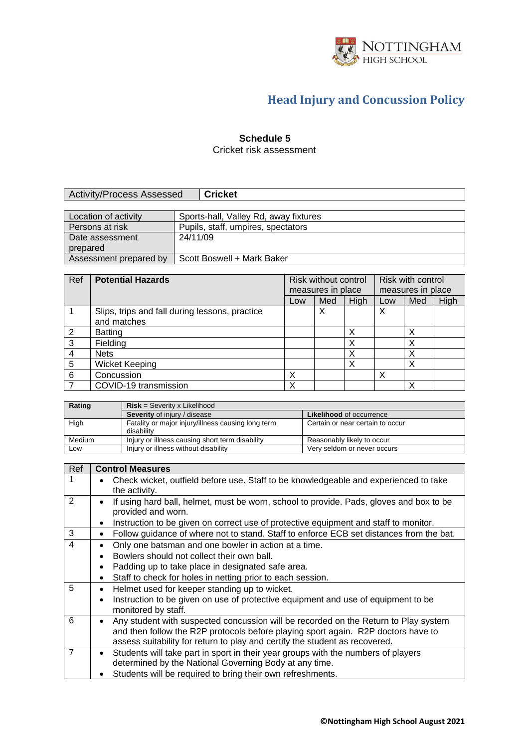## Head Injury and Concussion Policy

**Schedule 5**

Cricket risk assessment

| Activity/Process Assessed | **Cricket** |
|---|---|

| Location of activity | Sports-hall, Valley Rd, away fixtures |
|---|---|
| Persons at risk | Pupils, staff, umpires, spectators |
| Date assessment prepared | 24/11/09 |
| Assessment prepared by | Scott Boswell + Mark Baker |

| Ref | **Potential Hazards** | Risk without control measures in place | | | Risk with control measures in place | | |
|---|---|---|---|---|---|---|---|
| | | Low | Med | High | Low | Med | High |
| 1 | Slips, trips and fall during lessons, practice and matches | | X | | X | | |
| 2 | Batting | | | X | | X | |
| 3 | Fielding | | | X | | X | |
| 4 | Nets | | | X | | X | |
| 5 | Wicket Keeping | | | X | | X | |
| 6 | Concussion | X | | | X | | |
| 7 | COVID-19 transmission | X | | | | X | |

| **Rating** | **Risk** = Severity x Likelihood | |
|---|---|---|
| | **Severity** of injury / disease | **Likelihood** of occurrence |
| High | Fatality or major injury/illness causing long term disability | Certain or near certain to occur |
| Medium | Injury or illness causing short term disability | Reasonably likely to occur |
| Low | Injury or illness without disability | Very seldom or never occurs |

| Ref | **Control Measures** |
|---|---|
| 1 | • Check wicket, outfield before use. Staff to be knowledgeable and experienced to take the activity. |
| 2 | • If using hard ball, helmet, must be worn, school to provide. Pads, gloves and box to be provided and worn.<br>• Instruction to be given on correct use of protective equipment and staff to monitor. |
| 3 | • Follow guidance of where not to stand. Staff to enforce ECB set distances from the bat. |
| 4 | • Only one batsman and one bowler in action at a time.<br>• Bowlers should not collect their own ball.<br>• Padding up to take place in designated safe area.<br>• Staff to check for holes in netting prior to each session. |
| 5 | • Helmet used for keeper standing up to wicket.<br>• Instruction to be given on use of protective equipment and use of equipment to be monitored by staff. |
| 6 | • Any student with suspected concussion will be recorded on the Return to Play system and then follow the R2P protocols before playing sport again. R2P doctors have to assess suitability for return to play and certify the student as recovered. |
| 7 | • Students will take part in sport in their year groups with the numbers of players determined by the National Governing Body at any time.<br>• Students will be required to bring their own refreshments. |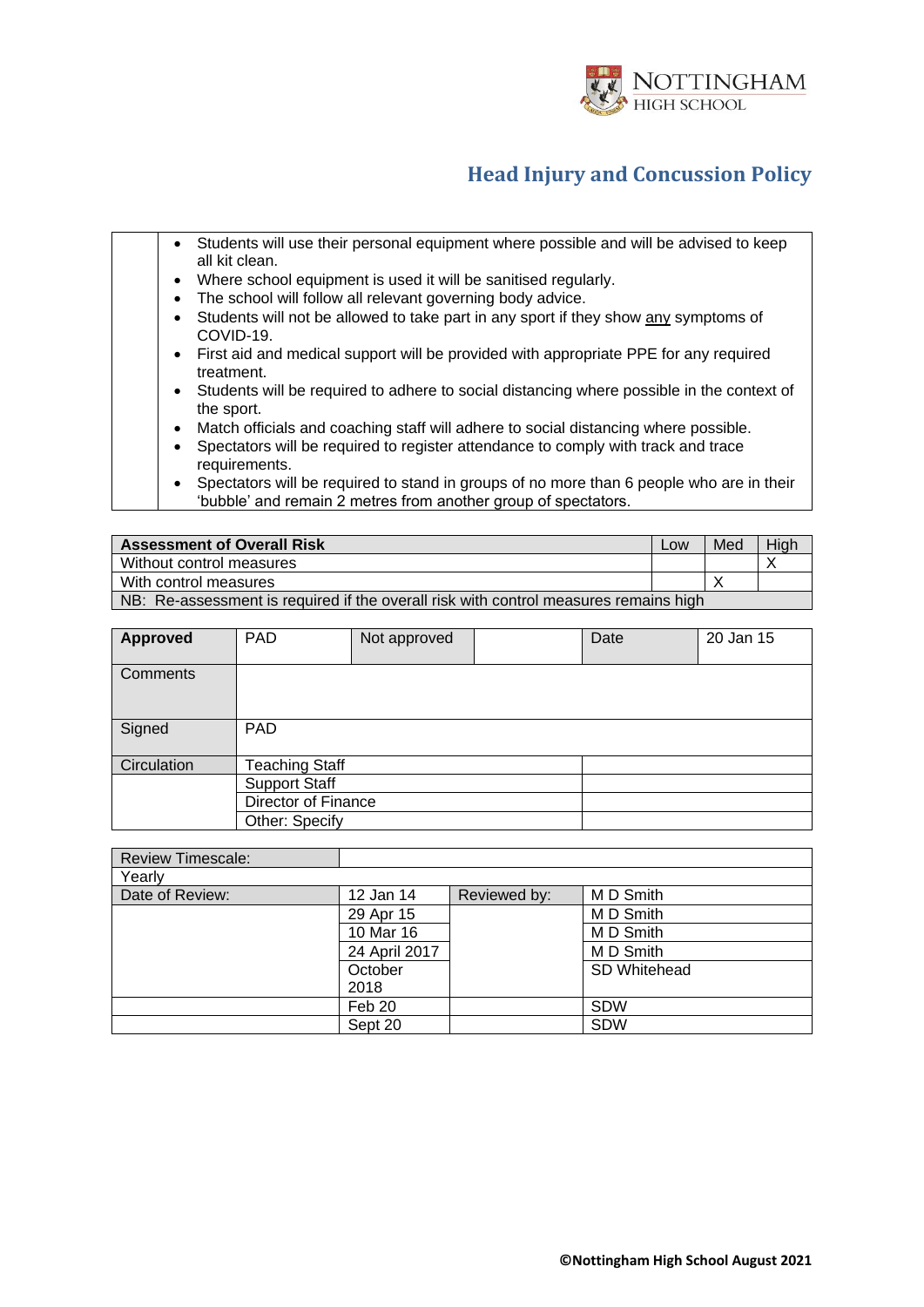# Head Injury and Concussion Policy

| | |
|---|---|
| | • Students will use their personal equipment where possible and will be advised to keep all kit clean.<br>• Where school equipment is used it will be sanitised regularly.<br>• The school will follow all relevant governing body advice.<br>• Students will not be allowed to take part in any sport if they show any symptoms of COVID-19.<br>• First aid and medical support will be provided with appropriate PPE for any required treatment.<br>• Students will be required to adhere to social distancing where possible in the context of the sport.<br>• Match officials and coaching staff will adhere to social distancing where possible.<br>• Spectators will be required to register attendance to comply with track and trace requirements.<br>• Spectators will be required to stand in groups of no more than 6 people who are in their 'bubble' and remain 2 metres from another group of spectators. |

| **Assessment of Overall Risk** | Low | Med | High |
|---|---|---|---|
| Without control measures | | | X |
| With control measures | | X | |
| NB: Re-assessment is required if the overall risk with control measures remains high | | | |

| **Approved** | PAD | Not approved | | Date | 20 Jan 15 |
|---|---|---|---|---|---|
| Comments | | | | | |
| Signed | PAD | | | | |
| Circulation | Teaching Staff | | | | |
| | Support Staff | | | | |
| | Director of Finance | | | | |
| | Other: Specify | | | | |

| Review Timescale: | | | |
|---|---|---|---|
| Yearly | | | |
| Date of Review: | 12 Jan 14 | Reviewed by: | M D Smith |
| | 29 Apr 15 | | M D Smith |
| | 10 Mar 16 | | M D Smith |
| | 24 April 2017 | | M D Smith |
| | October 2018 | | SD Whitehead |
| | Feb 20 | | SDW |
| | Sept 20 | | SDW |

©Nottingham High School August 2021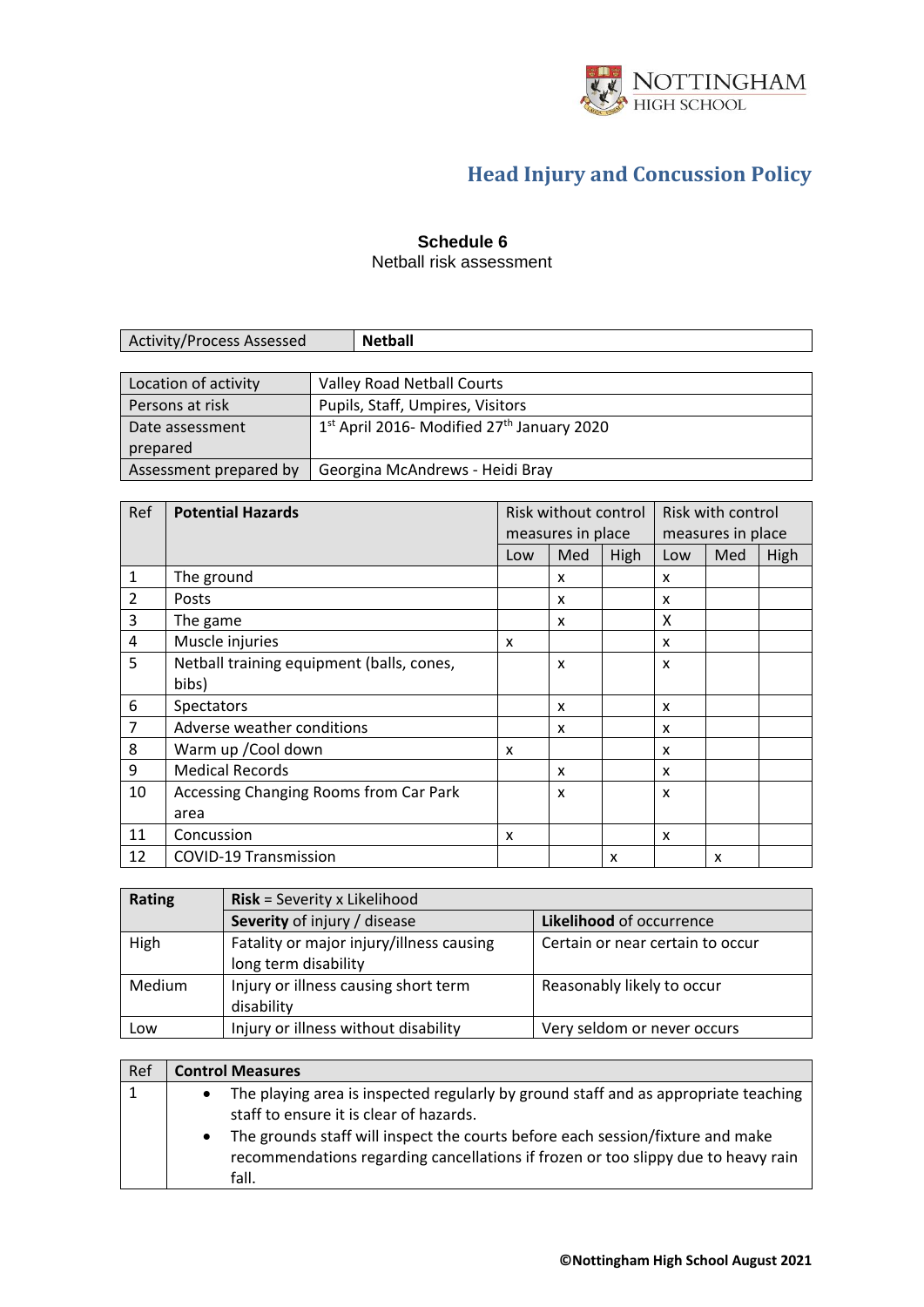# Head Injury and Concussion Policy

**Schedule 6**

Netball risk assessment

| Activity/Process Assessed | **Netball** |
|---|---|

| Location of activity | Valley Road Netball Courts |
|---|---|
| Persons at risk | Pupils, Staff, Umpires, Visitors |
| Date assessment prepared | 1st April 2016- Modified 27th January 2020 |
| Assessment prepared by | Georgina McAndrews - Heidi Bray |

| Ref | **Potential Hazards** | Risk without control measures in place | | | Risk with control measures in place | | |
|---|---|---|---|---|---|---|---|
| | | Low | Med | High | Low | Med | High |
| 1 | The ground | | x | | x | | |
| 2 | Posts | | x | | x | | |
| 3 | The game | | x | | X | | |
| 4 | Muscle injuries | x | | | x | | |
| 5 | Netball training equipment (balls, cones, bibs) | | x | | x | | |
| 6 | Spectators | | x | | x | | |
| 7 | Adverse weather conditions | | x | | x | | |
| 8 | Warm up /Cool down | x | | | x | | |
| 9 | Medical Records | | x | | x | | |
| 10 | Accessing Changing Rooms from Car Park area | | x | | x | | |
| 11 | Concussion | x | | | x | | |
| 12 | COVID-19 Transmission | | | x | | x | |

| **Rating** | **Risk** = Severity x Likelihood | |
|---|---|---|
| | **Severity** of injury / disease | **Likelihood** of occurrence |
| High | Fatality or major injury/illness causing long term disability | Certain or near certain to occur |
| Medium | Injury or illness causing short term disability | Reasonably likely to occur |
| Low | Injury or illness without disability | Very seldom or never occurs |

| Ref | **Control Measures** |
|---|---|
| 1 | • The playing area is inspected regularly by ground staff and as appropriate teaching staff to ensure it is clear of hazards.<br>• The grounds staff will inspect the courts before each session/fixture and make recommendations regarding cancellations if frozen or too slippy due to heavy rain fall. |

©Nottingham High School August 2021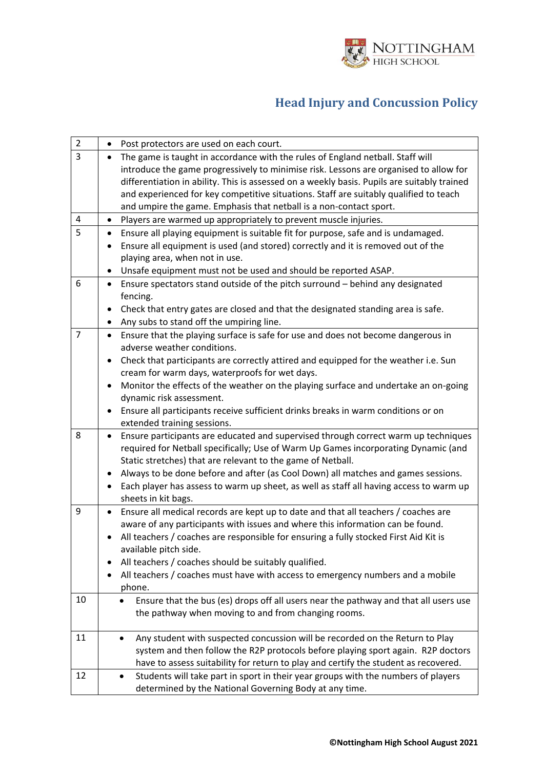# Head Injury and Concussion Policy

| | |
|---|---|
| 2 | • Post protectors are used on each court. |
| 3 | • The game is taught in accordance with the rules of England netball. Staff will introduce the game progressively to minimise risk. Lessons are organised to allow for differentiation in ability. This is assessed on a weekly basis. Pupils are suitably trained and experienced for key competitive situations. Staff are suitably qualified to teach and umpire the game. Emphasis that netball is a non-contact sport. |
| 4 | • Players are warmed up appropriately to prevent muscle injuries. |
| 5 | • Ensure all playing equipment is suitable fit for purpose, safe and is undamaged.<br>• Ensure all equipment is used (and stored) correctly and it is removed out of the playing area, when not in use.<br>• Unsafe equipment must not be used and should be reported ASAP. |
| 6 | • Ensure spectators stand outside of the pitch surround – behind any designated fencing.<br>• Check that entry gates are closed and that the designated standing area is safe.<br>• Any subs to stand off the umpiring line. |
| 7 | • Ensure that the playing surface is safe for use and does not become dangerous in adverse weather conditions.<br>• Check that participants are correctly attired and equipped for the weather i.e. Sun cream for warm days, waterproofs for wet days.<br>• Monitor the effects of the weather on the playing surface and undertake an on-going dynamic risk assessment.<br>• Ensure all participants receive sufficient drinks breaks in warm conditions or on extended training sessions. |
| 8 | • Ensure participants are educated and supervised through correct warm up techniques required for Netball specifically; Use of Warm Up Games incorporating Dynamic (and Static stretches) that are relevant to the game of Netball.<br>• Always to be done before and after (as Cool Down) all matches and games sessions.<br>• Each player has assess to warm up sheet, as well as staff all having access to warm up sheets in kit bags. |
| 9 | • Ensure all medical records are kept up to date and that all teachers / coaches are aware of any participants with issues and where this information can be found.<br>• All teachers / coaches are responsible for ensuring a fully stocked First Aid Kit is available pitch side.<br>• All teachers / coaches should be suitably qualified.<br>• All teachers / coaches must have with access to emergency numbers and a mobile phone. |
| 10 | • Ensure that the bus (es) drops off all users near the pathway and that all users use the pathway when moving to and from changing rooms. |
| 11 | • Any student with suspected concussion will be recorded on the Return to Play system and then follow the R2P protocols before playing sport again. R2P doctors have to assess suitability for return to play and certify the student as recovered. |
| 12 | • Students will take part in sport in their year groups with the numbers of players determined by the National Governing Body at any time. |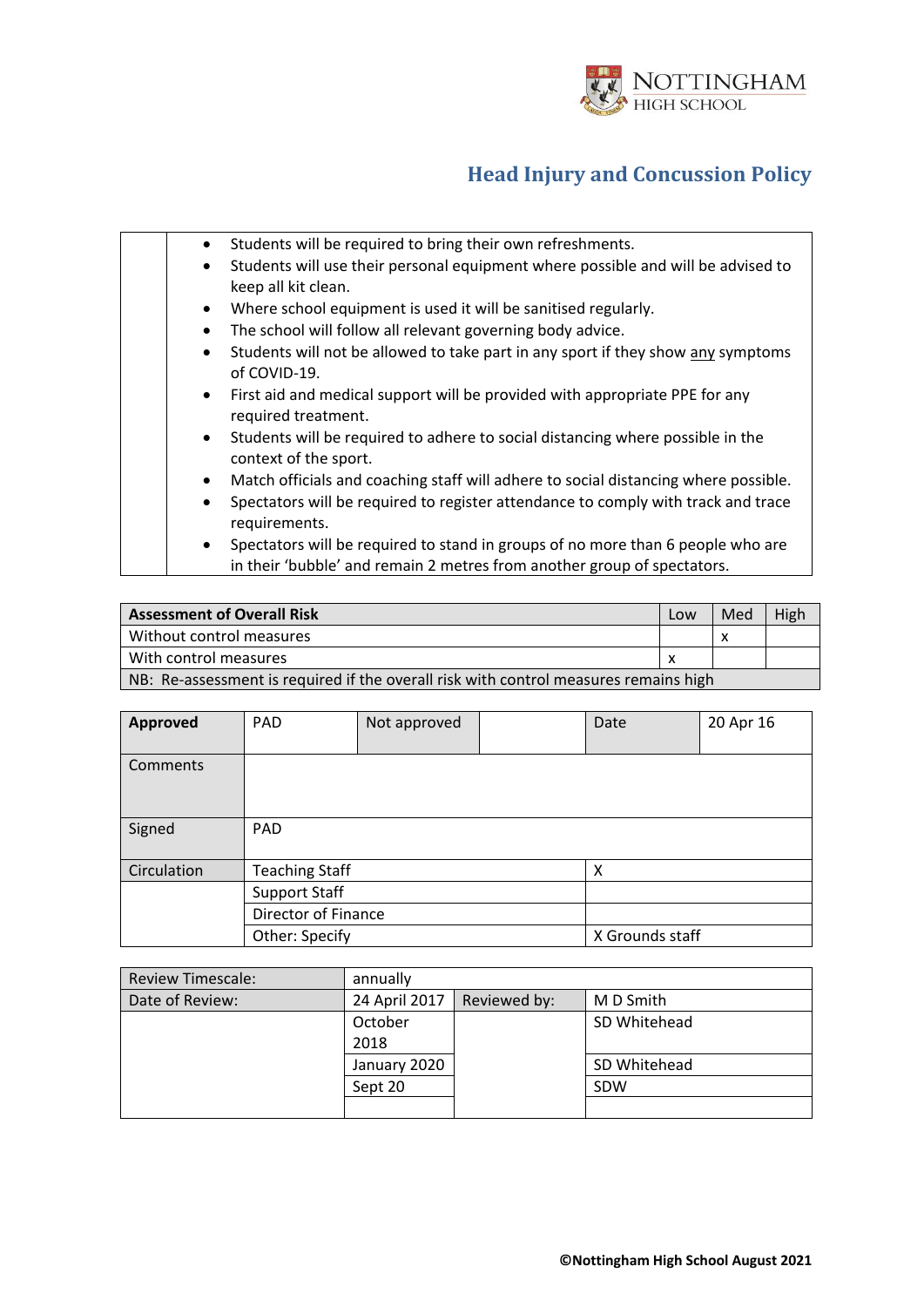# Head Injury and Concussion Policy

| | |
|---|---|
| | • Students will be required to bring their own refreshments.<br>• Students will use their personal equipment where possible and will be advised to keep all kit clean.<br>• Where school equipment is used it will be sanitised regularly.<br>• The school will follow all relevant governing body advice.<br>• Students will not be allowed to take part in any sport if they show any symptoms of COVID-19.<br>• First aid and medical support will be provided with appropriate PPE for any required treatment.<br>• Students will be required to adhere to social distancing where possible in the context of the sport.<br>• Match officials and coaching staff will adhere to social distancing where possible.<br>• Spectators will be required to register attendance to comply with track and trace requirements.<br>• Spectators will be required to stand in groups of no more than 6 people who are in their 'bubble' and remain 2 metres from another group of spectators. |

| **Assessment of Overall Risk** | Low | Med | High |
|---|---|---|---|
| Without control measures | | x | |
| With control measures | x | | |
| NB: Re-assessment is required if the overall risk with control measures remains high | | | |

| **Approved** | PAD | Not approved | | Date | 20 Apr 16 |
|---|---|---|---|---|---|
| Comments | | | | | |
| Signed | PAD | | | | |
| Circulation | Teaching Staff | | | X | |
| | Support Staff | | | | |
| | Director of Finance | | | | |
| | Other: Specify | | | X Grounds staff | |

| Review Timescale: | annually | | |
|---|---|---|---|
| Date of Review: | 24 April 2017 | Reviewed by: | M D Smith |
| | October 2018 | | SD Whitehead |
| | January 2020 | | SD Whitehead |
| | Sept 20 | | SDW |
| | | | |

©Nottingham High School August 2021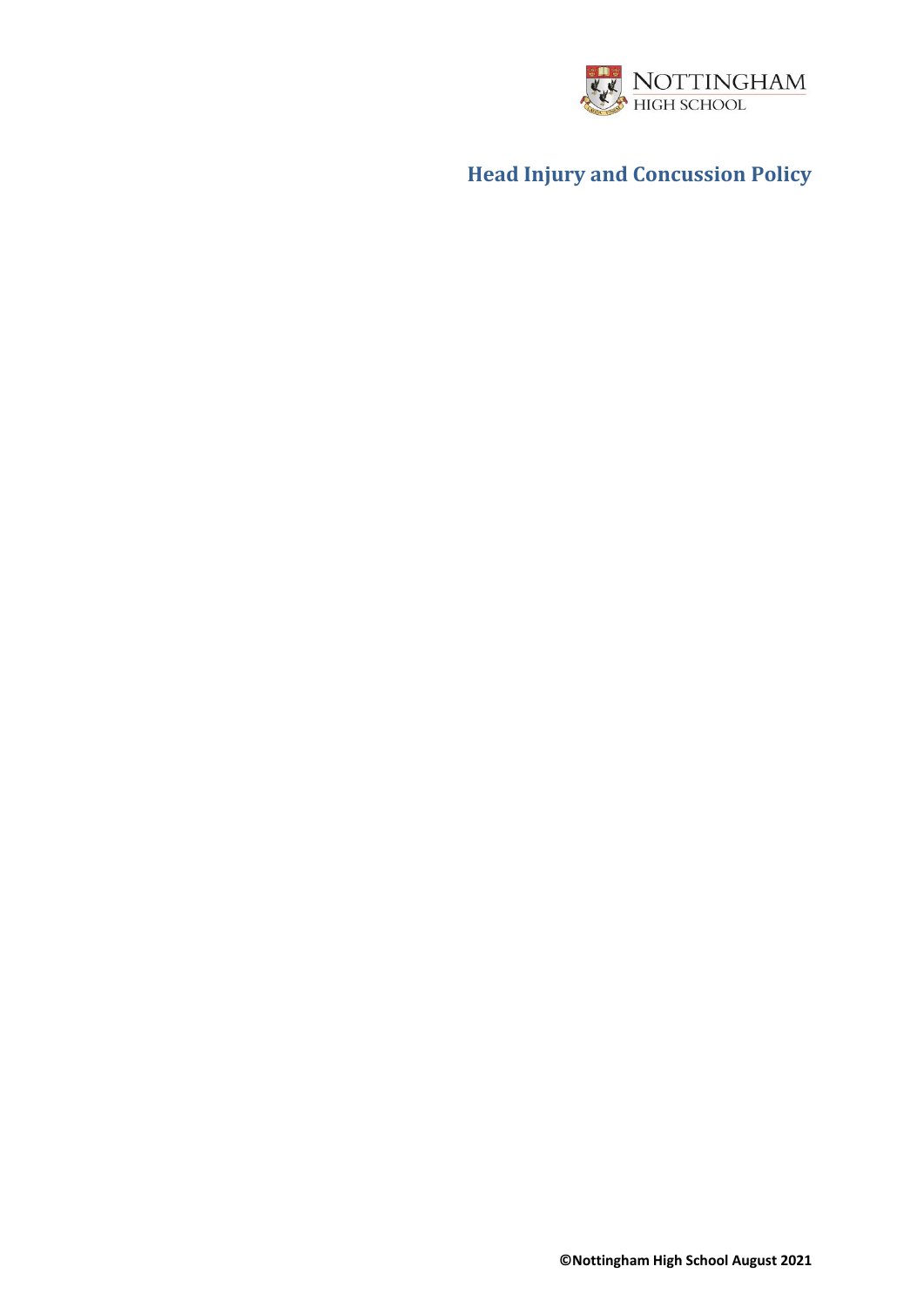# Head Injury and Concussion Policy

©Nottingham High School August 2021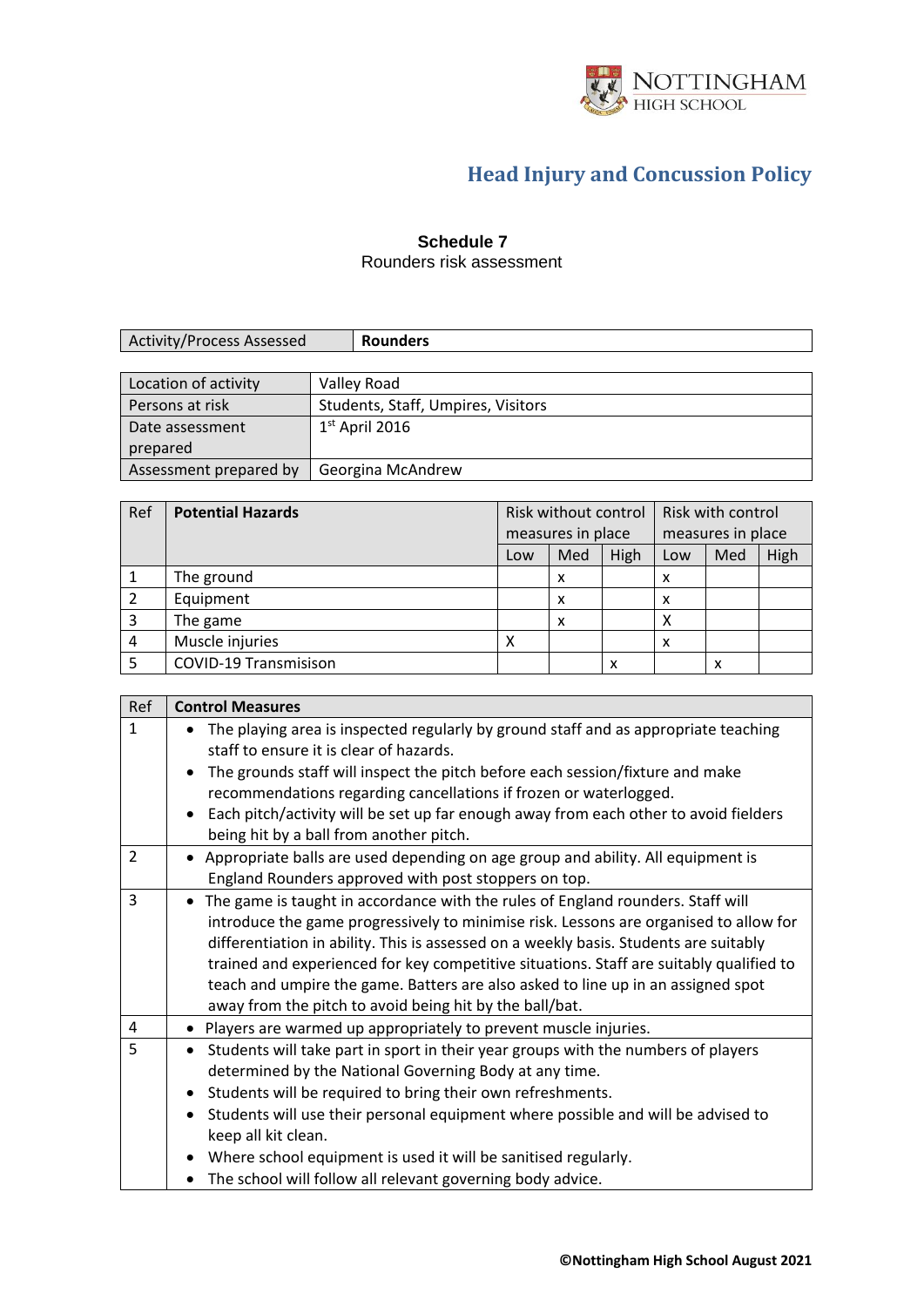## Head Injury and Concussion Policy

**Schedule 7**

Rounders risk assessment

| Activity/Process Assessed | **Rounders** |
|---|---|

| Location of activity | Valley Road |
|---|---|
| Persons at risk | Students, Staff, Umpires, Visitors |
| Date assessment prepared | 1st April 2016 |
| Assessment prepared by | Georgina McAndrew |

| Ref | **Potential Hazards** | Risk without control measures in place | | | Risk with control measures in place | | |
|---|---|---|---|---|---|---|---|
| | | Low | Med | High | Low | Med | High |
| 1 | The ground | | x | | x | | |
| 2 | Equipment | | x | | x | | |
| 3 | The game | | x | | X | | |
| 4 | Muscle injuries | X | | | x | | |
| 5 | COVID-19 Transmisison | | | x | | x | |

| Ref | **Control Measures** |
|---|---|
| 1 | • The playing area is inspected regularly by ground staff and as appropriate teaching staff to ensure it is clear of hazards.<br>• The grounds staff will inspect the pitch before each session/fixture and make recommendations regarding cancellations if frozen or waterlogged.<br>• Each pitch/activity will be set up far enough away from each other to avoid fielders being hit by a ball from another pitch. |
| 2 | • Appropriate balls are used depending on age group and ability. All equipment is England Rounders approved with post stoppers on top. |
| 3 | • The game is taught in accordance with the rules of England rounders. Staff will introduce the game progressively to minimise risk. Lessons are organised to allow for differentiation in ability. This is assessed on a weekly basis. Students are suitably trained and experienced for key competitive situations. Staff are suitably qualified to teach and umpire the game. Batters are also asked to line up in an assigned spot away from the pitch to avoid being hit by the ball/bat. |
| 4 | • Players are warmed up appropriately to prevent muscle injuries. |
| 5 | • Students will take part in sport in their year groups with the numbers of players determined by the National Governing Body at any time.<br>• Students will be required to bring their own refreshments.<br>• Students will use their personal equipment where possible and will be advised to keep all kit clean.<br>• Where school equipment is used it will be sanitised regularly.<br>• The school will follow all relevant governing body advice. |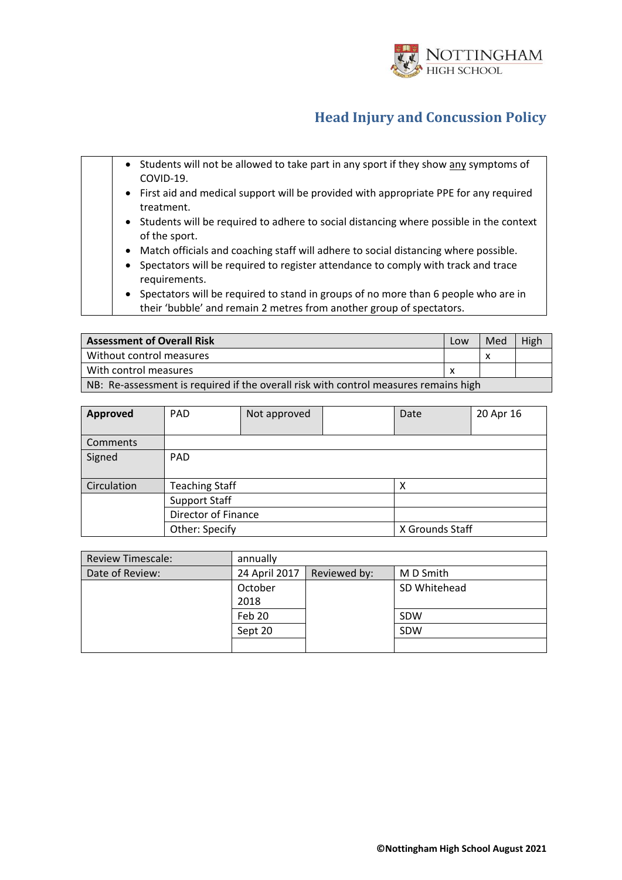# Head Injury and Concussion Policy

| | |
|---|---|
| | • Students will not be allowed to take part in any sport if they show any symptoms of COVID-19.<br>• First aid and medical support will be provided with appropriate PPE for any required treatment.<br>• Students will be required to adhere to social distancing where possible in the context of the sport.<br>• Match officials and coaching staff will adhere to social distancing where possible.<br>• Spectators will be required to register attendance to comply with track and trace requirements.<br>• Spectators will be required to stand in groups of no more than 6 people who are in their 'bubble' and remain 2 metres from another group of spectators. |

| **Assessment of Overall Risk** | Low | Med | High |
|---|---|---|---|
| Without control measures | | x | |
| With control measures | x | | |
| NB: Re-assessment is required if the overall risk with control measures remains high | | | |

| **Approved** | PAD | Not approved | | Date | 20 Apr 16 |
|---|---|---|---|---|---|
| Comments | | | | | |
| Signed | PAD | | | | |
| Circulation | Teaching Staff | | | X | |
| | Support Staff | | | | |
| | Director of Finance | | | | |
| | Other: Specify | | | X Grounds Staff | |

| Review Timescale: | annually | | |
|---|---|---|---|
| Date of Review: | 24 April 2017 | Reviewed by: | M D Smith |
| | October 2018 | | SD Whitehead |
| | Feb 20 | | SDW |
| | Sept 20 | | SDW |
| | | | |

©Nottingham High School August 2021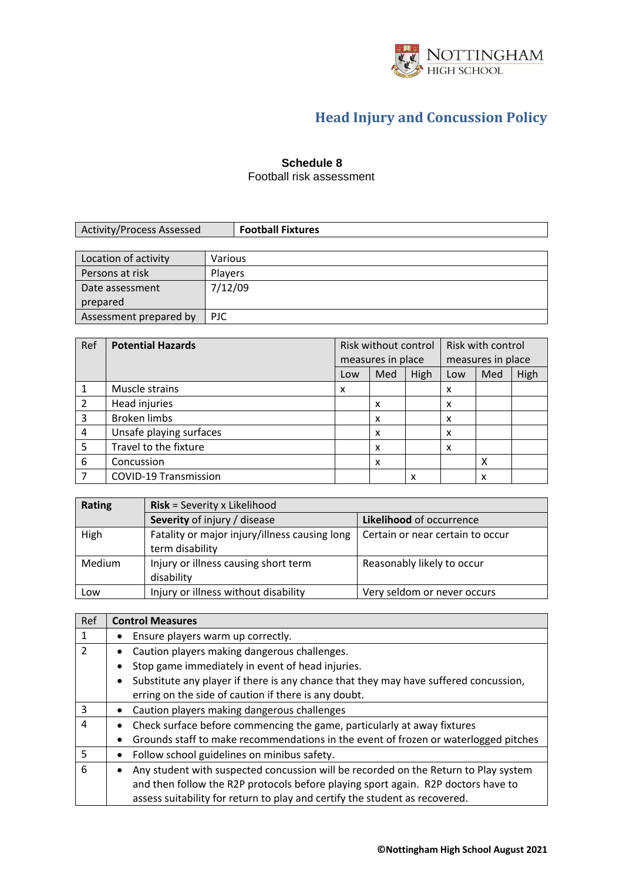# Head Injury and Concussion Policy

**Schedule 8**

Football risk assessment

| Activity/Process Assessed | **Football Fixtures** |
|---|---|

| Location of activity | Various |
|---|---|
| Persons at risk | Players |
| Date assessment prepared | 7/12/09 |
| Assessment prepared by | PJC |

| Ref | **Potential Hazards** | Risk without control measures in place | | | Risk with control measures in place | | |
|---|---|---|---|---|---|---|---|
| | | Low | Med | High | Low | Med | High |
| 1 | Muscle strains | x | | | x | | |
| 2 | Head injuries | | x | | x | | |
| 3 | Broken limbs | | x | | x | | |
| 4 | Unsafe playing surfaces | | x | | x | | |
| 5 | Travel to the fixture | | x | | x | | |
| 6 | Concussion | | x | | | X | |
| 7 | COVID-19 Transmission | | | x | | x | |

| **Rating** | **Risk** = Severity x Likelihood | |
|---|---|---|
| | **Severity** of injury / disease | **Likelihood** of occurrence |
| High | Fatality or major injury/illness causing long term disability | Certain or near certain to occur |
| Medium | Injury or illness causing short term disability | Reasonably likely to occur |
| Low | Injury or illness without disability | Very seldom or never occurs |

| Ref | **Control Measures** |
|---|---|
| 1 | • Ensure players warm up correctly. |
| 2 | • Caution players making dangerous challenges.<br>• Stop game immediately in event of head injuries.<br>• Substitute any player if there is any chance that they may have suffered concussion, erring on the side of caution if there is any doubt. |
| 3 | • Caution players making dangerous challenges |
| 4 | • Check surface before commencing the game, particularly at away fixtures<br>• Grounds staff to make recommendations in the event of frozen or waterlogged pitches |
| 5 | • Follow school guidelines on minibus safety. |
| 6 | • Any student with suspected concussion will be recorded on the Return to Play system and then follow the R2P protocols before playing sport again. R2P doctors have to assess suitability for return to play and certify the student as recovered. |

**©Nottingham High School August 2021**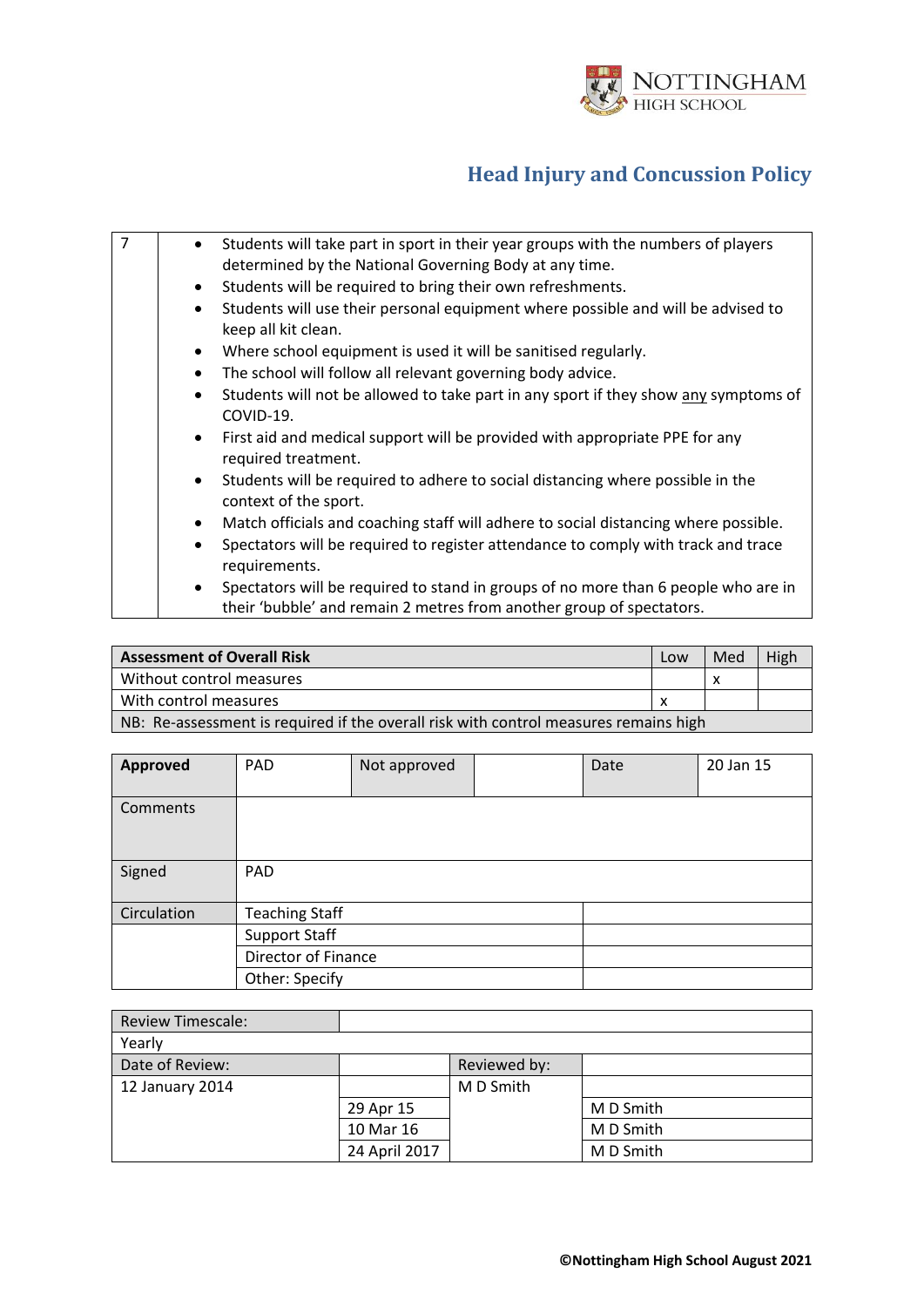# Head Injury and Concussion Policy

| | |
|---|---|
| 7 | • Students will take part in sport in their year groups with the numbers of players determined by the National Governing Body at any time.<br>• Students will be required to bring their own refreshments.<br>• Students will use their personal equipment where possible and will be advised to keep all kit clean.<br>• Where school equipment is used it will be sanitised regularly.<br>• The school will follow all relevant governing body advice.<br>• Students will not be allowed to take part in any sport if they show <u>any</u> symptoms of COVID-19.<br>• First aid and medical support will be provided with appropriate PPE for any required treatment.<br>• Students will be required to adhere to social distancing where possible in the context of the sport.<br>• Match officials and coaching staff will adhere to social distancing where possible.<br>• Spectators will be required to register attendance to comply with track and trace requirements.<br>• Spectators will be required to stand in groups of no more than 6 people who are in their 'bubble' and remain 2 metres from another group of spectators. |

| **Assessment of Overall Risk** | Low | Med | High |
|---|---|---|---|
| Without control measures | | x | |
| With control measures | x | | |
| NB: Re-assessment is required if the overall risk with control measures remains high | | | |

| **Approved** | PAD | Not approved | | Date | 20 Jan 15 |
|---|---|---|---|---|---|
| Comments | | | | | |
| Signed | PAD | | | | |
| Circulation | Teaching Staff | | | | |
| | Support Staff | | | | |
| | Director of Finance | | | | |
| | Other: Specify | | | | |

| Review Timescale: | | | |
|---|---|---|---|
| Yearly | | | |
| Date of Review: | | Reviewed by: | |
| 12 January 2014 | | M D Smith | |
| | 29 Apr 15 | | M D Smith |
| | 10 Mar 16 | | M D Smith |
| | 24 April 2017 | | M D Smith |

**©Nottingham High School August 2021**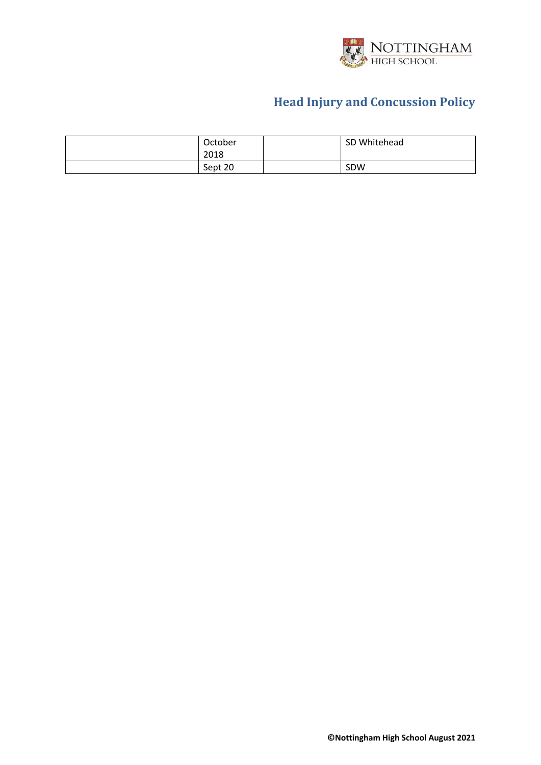# Head Injury and Concussion Policy

| | | | |
|---|---|---|---|
| | October 2018 | | SD Whitehead |
| | Sept 20 | | SDW |

**©Nottingham High School August 2021**